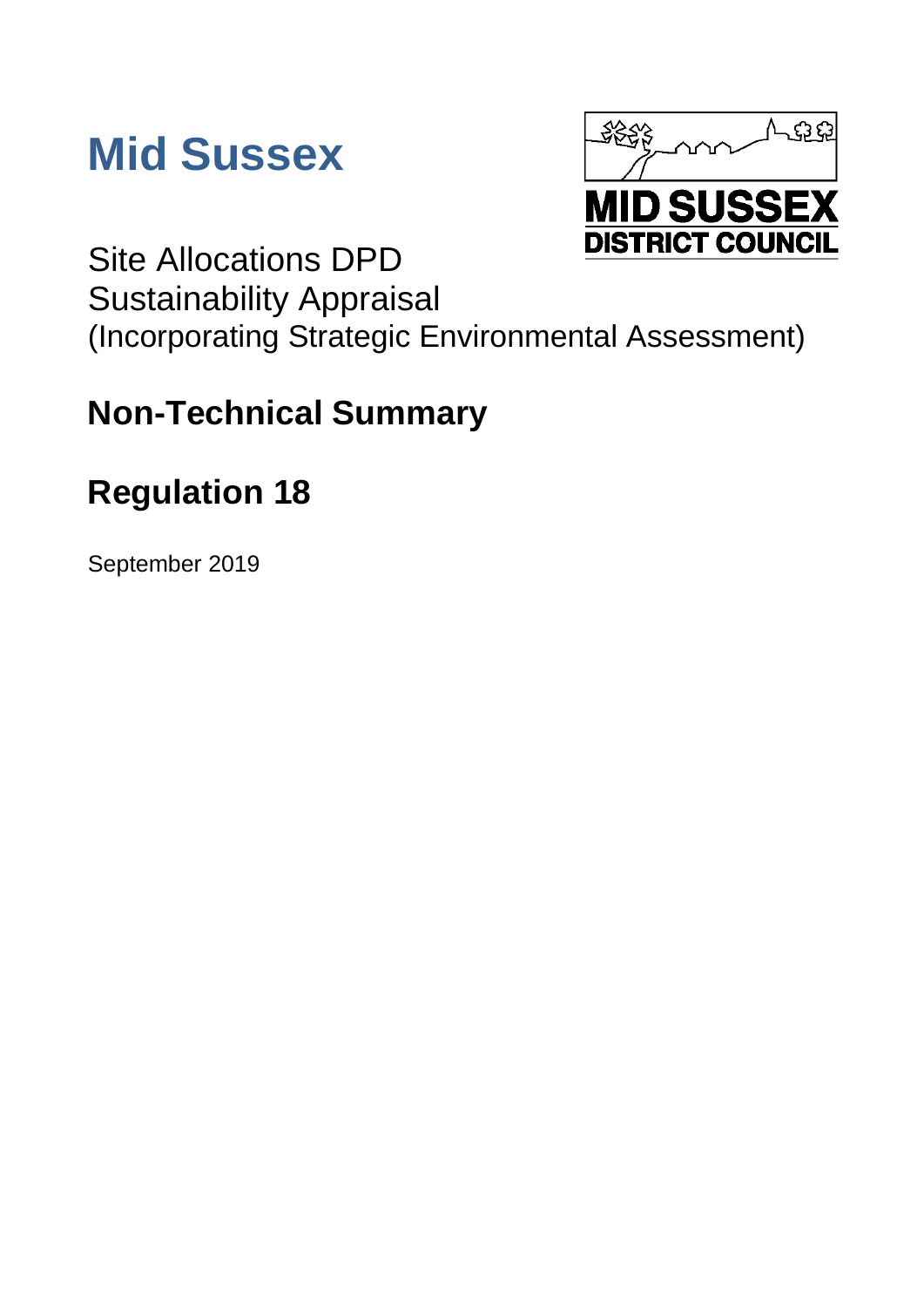# Mid Sussex

MID SUSSEX
DISTRICT COUNCIL

Site Allocations DPD
Sustainability Appraisal
(Incorporating Strategic Environmental Assessment)

## Non-Technical Summary

## Regulation 18

September 2019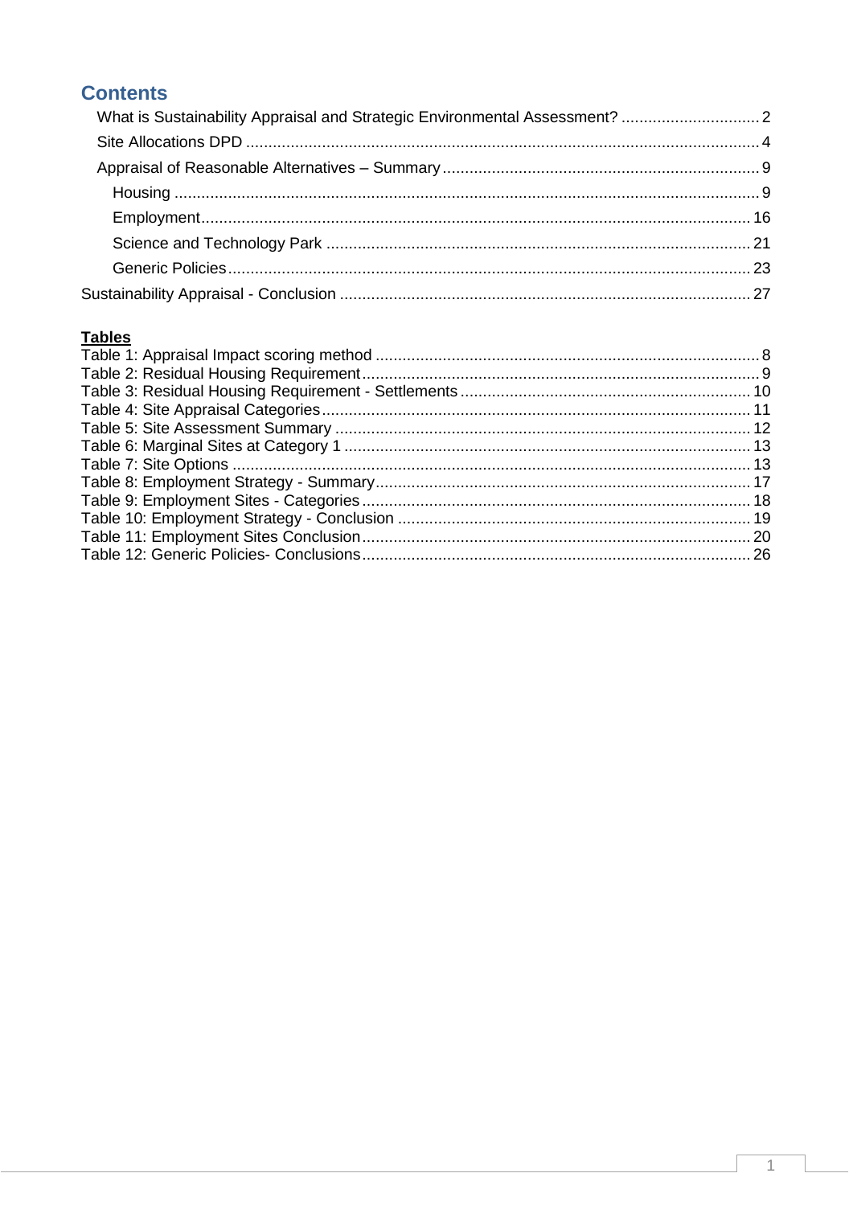## Contents

- What is Sustainability Appraisal and Strategic Environmental Assessment? ............................... 2
- Site Allocations DPD ................................................................................................................... 4
- Appraisal of Reasonable Alternatives – Summary ....................................................................... 9
  - Housing ................................................................................................................................... 9
  - Employment ........................................................................................................................... 16
  - Science and Technology Park ............................................................................................... 21
  - Generic Policies ..................................................................................................................... 23
- Sustainability Appraisal - Conclusion ............................................................................................ 27

**Tables**

Table 1: Appraisal Impact scoring method ...................................................................................... 8
Table 2: Residual Housing Requirement ......................................................................................... 9
Table 3: Residual Housing Requirement - Settlements ................................................................. 10
Table 4: Site Appraisal Categories ................................................................................................ 11
Table 5: Site Assessment Summary ............................................................................................. 12
Table 6: Marginal Sites at Category 1 ........................................................................................... 13
Table 7: Site Options .................................................................................................................... 13
Table 8: Employment Strategy - Summary .................................................................................... 17
Table 9: Employment Sites - Categories ....................................................................................... 18
Table 10: Employment Strategy - Conclusion ............................................................................... 19
Table 11: Employment Sites Conclusion ....................................................................................... 20
Table 12: Generic Policies- Conclusions ....................................................................................... 26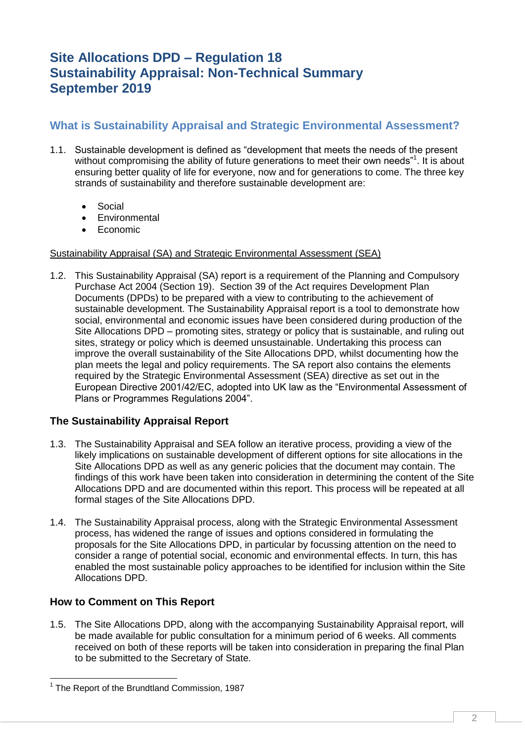# Site Allocations DPD – Regulation 18 Sustainability Appraisal: Non-Technical Summary September 2019

## What is Sustainability Appraisal and Strategic Environmental Assessment?

1.1. Sustainable development is defined as "development that meets the needs of the present without compromising the ability of future generations to meet their own needs"[1]. It is about ensuring better quality of life for everyone, now and for generations to come. The three key strands of sustainability and therefore sustainable development are:

- Social
- Environmental
- Economic

Sustainability Appraisal (SA) and Strategic Environmental Assessment (SEA)

1.2. This Sustainability Appraisal (SA) report is a requirement of the Planning and Compulsory Purchase Act 2004 (Section 19). Section 39 of the Act requires Development Plan Documents (DPDs) to be prepared with a view to contributing to the achievement of sustainable development. The Sustainability Appraisal report is a tool to demonstrate how social, environmental and economic issues have been considered during production of the Site Allocations DPD – promoting sites, strategy or policy that is sustainable, and ruling out sites, strategy or policy which is deemed unsustainable. Undertaking this process can improve the overall sustainability of the Site Allocations DPD, whilst documenting how the plan meets the legal and policy requirements. The SA report also contains the elements required by the Strategic Environmental Assessment (SEA) directive as set out in the European Directive 2001/42/EC, adopted into UK law as the "Environmental Assessment of Plans or Programmes Regulations 2004".

### The Sustainability Appraisal Report

1.3. The Sustainability Appraisal and SEA follow an iterative process, providing a view of the likely implications on sustainable development of different options for site allocations in the Site Allocations DPD as well as any generic policies that the document may contain. The findings of this work have been taken into consideration in determining the content of the Site Allocations DPD and are documented within this report. This process will be repeated at all formal stages of the Site Allocations DPD.

1.4. The Sustainability Appraisal process, along with the Strategic Environmental Assessment process, has widened the range of issues and options considered in formulating the proposals for the Site Allocations DPD, in particular by focussing attention on the need to consider a range of potential social, economic and environmental effects. In turn, this has enabled the most sustainable policy approaches to be identified for inclusion within the Site Allocations DPD.

### How to Comment on This Report

1.5. The Site Allocations DPD, along with the accompanying Sustainability Appraisal report, will be made available for public consultation for a minimum period of 6 weeks. All comments received on both of these reports will be taken into consideration in preparing the final Plan to be submitted to the Secretary of State.

[1] The Report of the Brundtland Commission, 1987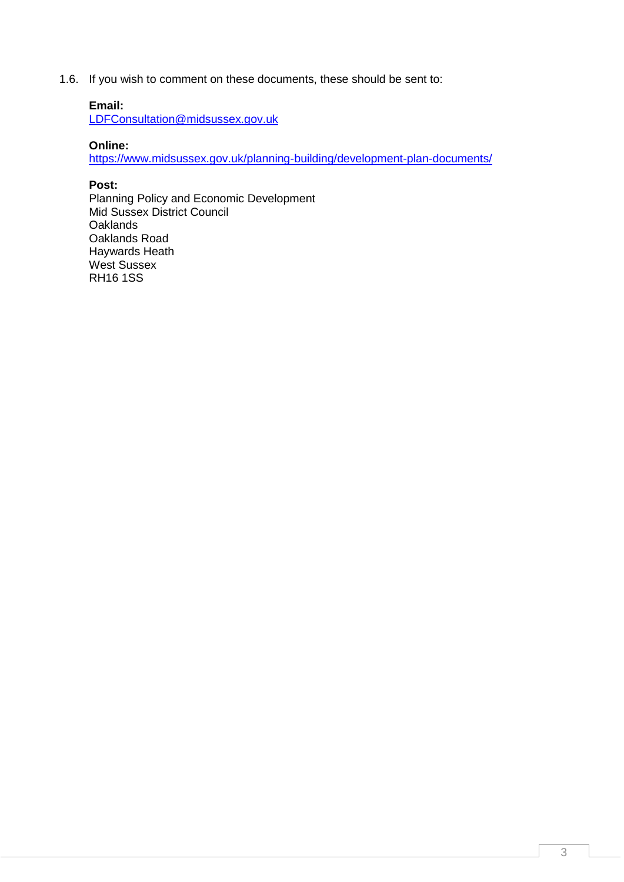1.6. If you wish to comment on these documents, these should be sent to:

**Email:**
LDFConsultation@midsussex.gov.uk

**Online:**
https://www.midsussex.gov.uk/planning-building/development-plan-documents/

**Post:**
Planning Policy and Economic Development
Mid Sussex District Council
Oaklands
Oaklands Road
Haywards Heath
West Sussex
RH16 1SS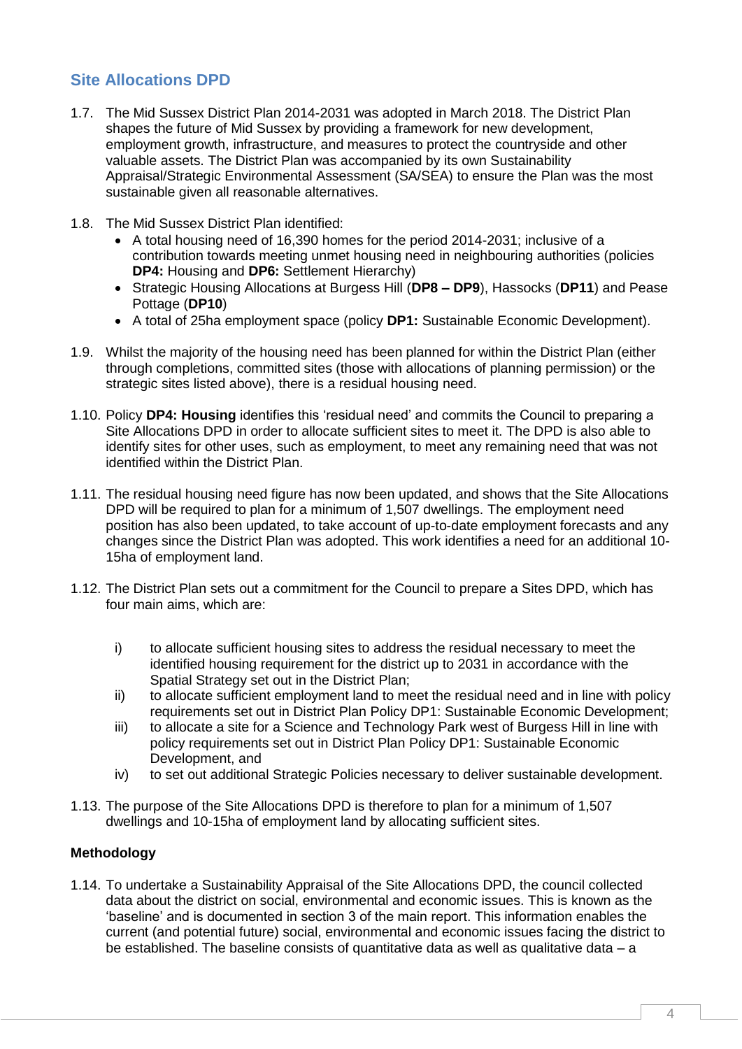## Site Allocations DPD

1.7. The Mid Sussex District Plan 2014-2031 was adopted in March 2018. The District Plan shapes the future of Mid Sussex by providing a framework for new development, employment growth, infrastructure, and measures to protect the countryside and other valuable assets. The District Plan was accompanied by its own Sustainability Appraisal/Strategic Environmental Assessment (SA/SEA) to ensure the Plan was the most sustainable given all reasonable alternatives.

1.8. The Mid Sussex District Plan identified:

- A total housing need of 16,390 homes for the period 2014-2031; inclusive of a contribution towards meeting unmet housing need in neighbouring authorities (policies **DP4:** Housing and **DP6:** Settlement Hierarchy)
- Strategic Housing Allocations at Burgess Hill (**DP8 – DP9**), Hassocks (**DP11**) and Pease Pottage (**DP10**)
- A total of 25ha employment space (policy **DP1:** Sustainable Economic Development).

1.9. Whilst the majority of the housing need has been planned for within the District Plan (either through completions, committed sites (those with allocations of planning permission) or the strategic sites listed above), there is a residual housing need.

1.10. Policy **DP4: Housing** identifies this 'residual need' and commits the Council to preparing a Site Allocations DPD in order to allocate sufficient sites to meet it. The DPD is also able to identify sites for other uses, such as employment, to meet any remaining need that was not identified within the District Plan.

1.11. The residual housing need figure has now been updated, and shows that the Site Allocations DPD will be required to plan for a minimum of 1,507 dwellings. The employment need position has also been updated, to take account of up-to-date employment forecasts and any changes since the District Plan was adopted. This work identifies a need for an additional 10-15ha of employment land.

1.12. The District Plan sets out a commitment for the Council to prepare a Sites DPD, which has four main aims, which are:

i) to allocate sufficient housing sites to address the residual necessary to meet the identified housing requirement for the district up to 2031 in accordance with the Spatial Strategy set out in the District Plan;

ii) to allocate sufficient employment land to meet the residual need and in line with policy requirements set out in District Plan Policy DP1: Sustainable Economic Development;

iii) to allocate a site for a Science and Technology Park west of Burgess Hill in line with policy requirements set out in District Plan Policy DP1: Sustainable Economic Development, and

iv) to set out additional Strategic Policies necessary to deliver sustainable development.

1.13. The purpose of the Site Allocations DPD is therefore to plan for a minimum of 1,507 dwellings and 10-15ha of employment land by allocating sufficient sites.

**Methodology**

1.14. To undertake a Sustainability Appraisal of the Site Allocations DPD, the council collected data about the district on social, environmental and economic issues. This is known as the 'baseline' and is documented in section 3 of the main report. This information enables the current (and potential future) social, environmental and economic issues facing the district to be established. The baseline consists of quantitative data as well as qualitative data – a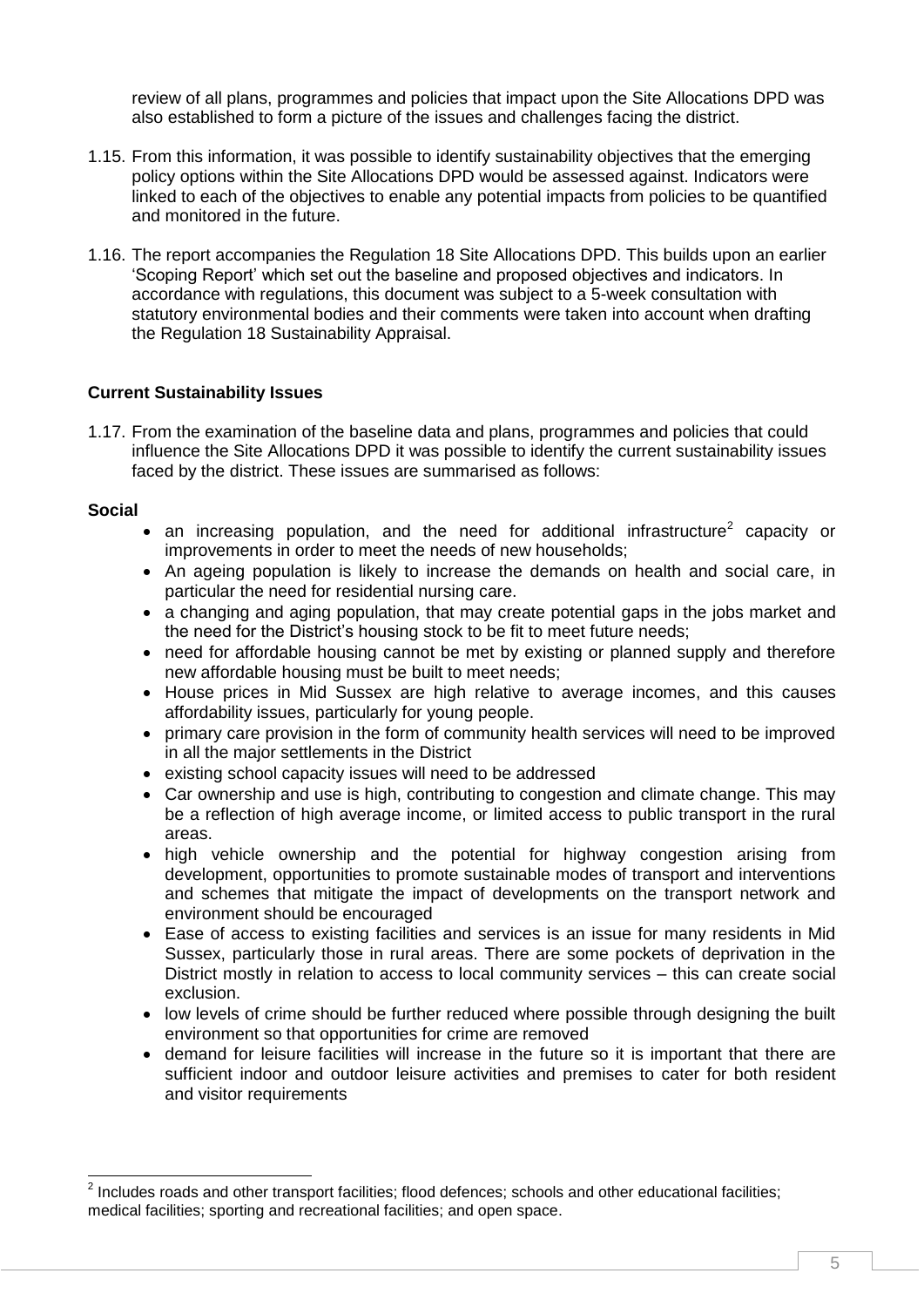review of all plans, programmes and policies that impact upon the Site Allocations DPD was also established to form a picture of the issues and challenges facing the district.

1.15. From this information, it was possible to identify sustainability objectives that the emerging policy options within the Site Allocations DPD would be assessed against. Indicators were linked to each of the objectives to enable any potential impacts from policies to be quantified and monitored in the future.

1.16. The report accompanies the Regulation 18 Site Allocations DPD. This builds upon an earlier 'Scoping Report' which set out the baseline and proposed objectives and indicators. In accordance with regulations, this document was subject to a 5-week consultation with statutory environmental bodies and their comments were taken into account when drafting the Regulation 18 Sustainability Appraisal.

**Current Sustainability Issues**

1.17. From the examination of the baseline data and plans, programmes and policies that could influence the Site Allocations DPD it was possible to identify the current sustainability issues faced by the district. These issues are summarised as follows:

**Social**

- an increasing population, and the need for additional infrastructure[2] capacity or improvements in order to meet the needs of new households;
- An ageing population is likely to increase the demands on health and social care, in particular the need for residential nursing care.
- a changing and aging population, that may create potential gaps in the jobs market and the need for the District's housing stock to be fit to meet future needs;
- need for affordable housing cannot be met by existing or planned supply and therefore new affordable housing must be built to meet needs;
- House prices in Mid Sussex are high relative to average incomes, and this causes affordability issues, particularly for young people.
- primary care provision in the form of community health services will need to be improved in all the major settlements in the District
- existing school capacity issues will need to be addressed
- Car ownership and use is high, contributing to congestion and climate change. This may be a reflection of high average income, or limited access to public transport in the rural areas.
- high vehicle ownership and the potential for highway congestion arising from development, opportunities to promote sustainable modes of transport and interventions and schemes that mitigate the impact of developments on the transport network and environment should be encouraged
- Ease of access to existing facilities and services is an issue for many residents in Mid Sussex, particularly those in rural areas. There are some pockets of deprivation in the District mostly in relation to access to local community services – this can create social exclusion.
- low levels of crime should be further reduced where possible through designing the built environment so that opportunities for crime are removed
- demand for leisure facilities will increase in the future so it is important that there are sufficient indoor and outdoor leisure activities and premises to cater for both resident and visitor requirements

[2] Includes roads and other transport facilities; flood defences; schools and other educational facilities; medical facilities; sporting and recreational facilities; and open space.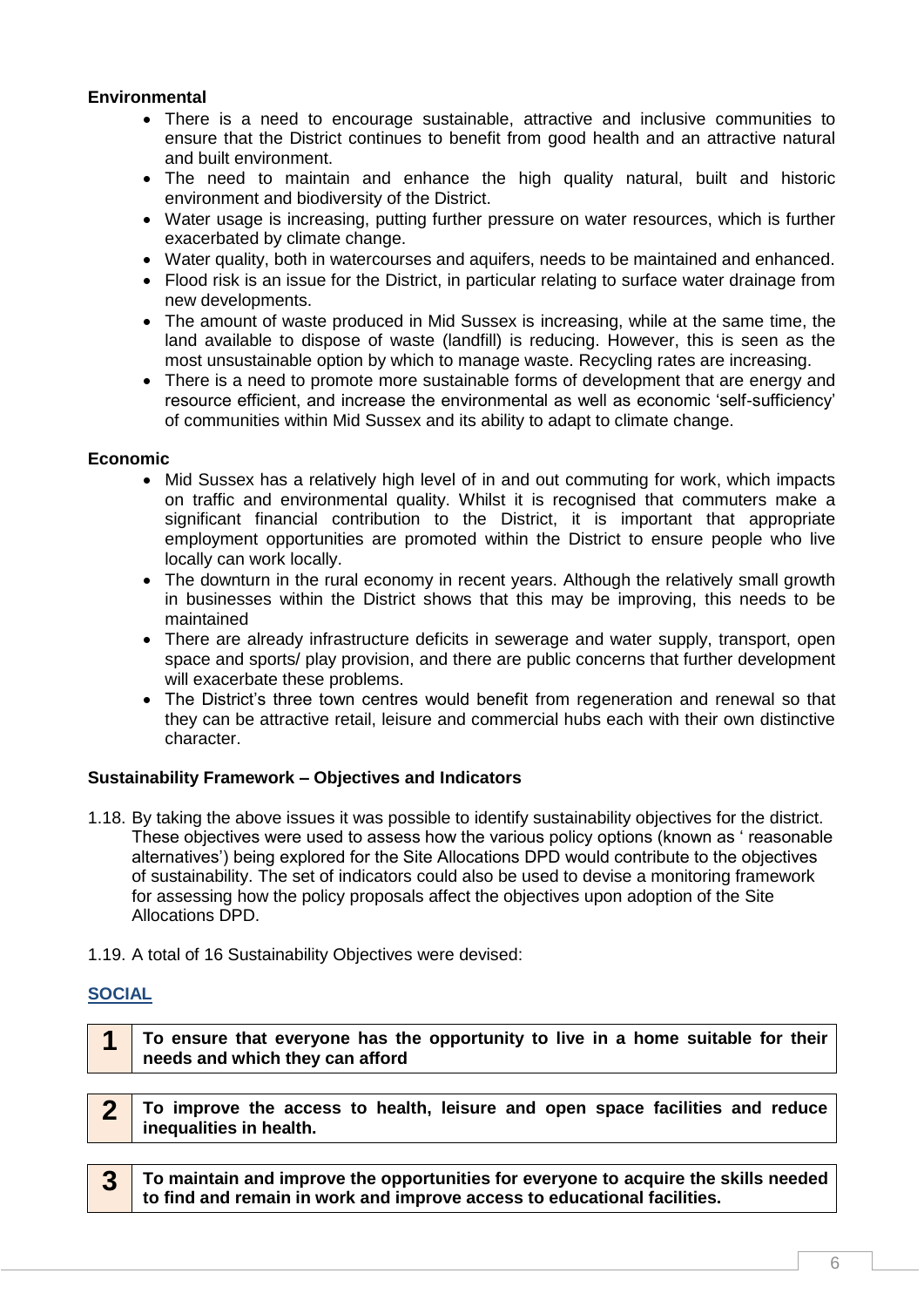**Environmental**

- There is a need to encourage sustainable, attractive and inclusive communities to ensure that the District continues to benefit from good health and an attractive natural and built environment.
- The need to maintain and enhance the high quality natural, built and historic environment and biodiversity of the District.
- Water usage is increasing, putting further pressure on water resources, which is further exacerbated by climate change.
- Water quality, both in watercourses and aquifers, needs to be maintained and enhanced.
- Flood risk is an issue for the District, in particular relating to surface water drainage from new developments.
- The amount of waste produced in Mid Sussex is increasing, while at the same time, the land available to dispose of waste (landfill) is reducing. However, this is seen as the most unsustainable option by which to manage waste. Recycling rates are increasing.
- There is a need to promote more sustainable forms of development that are energy and resource efficient, and increase the environmental as well as economic 'self-sufficiency' of communities within Mid Sussex and its ability to adapt to climate change.

**Economic**

- Mid Sussex has a relatively high level of in and out commuting for work, which impacts on traffic and environmental quality. Whilst it is recognised that commuters make a significant financial contribution to the District, it is important that appropriate employment opportunities are promoted within the District to ensure people who live locally can work locally.
- The downturn in the rural economy in recent years. Although the relatively small growth in businesses within the District shows that this may be improving, this needs to be maintained
- There are already infrastructure deficits in sewerage and water supply, transport, open space and sports/ play provision, and there are public concerns that further development will exacerbate these problems.
- The District's three town centres would benefit from regeneration and renewal so that they can be attractive retail, leisure and commercial hubs each with their own distinctive character.

**Sustainability Framework – Objectives and Indicators**

1.18. By taking the above issues it was possible to identify sustainability objectives for the district. These objectives were used to assess how the various policy options (known as ' reasonable alternatives') being explored for the Site Allocations DPD would contribute to the objectives of sustainability. The set of indicators could also be used to devise a monitoring framework for assessing how the policy proposals affect the objectives upon adoption of the Site Allocations DPD.

1.19. A total of 16 Sustainability Objectives were devised:

**SOCIAL**

| 1 | **To ensure that everyone has the opportunity to live in a home suitable for their needs and which they can afford** |
|---|---|

| 2 | **To improve the access to health, leisure and open space facilities and reduce inequalities in health.** |
|---|---|

| 3 | **To maintain and improve the opportunities for everyone to acquire the skills needed to find and remain in work and improve access to educational facilities.** |
|---|---|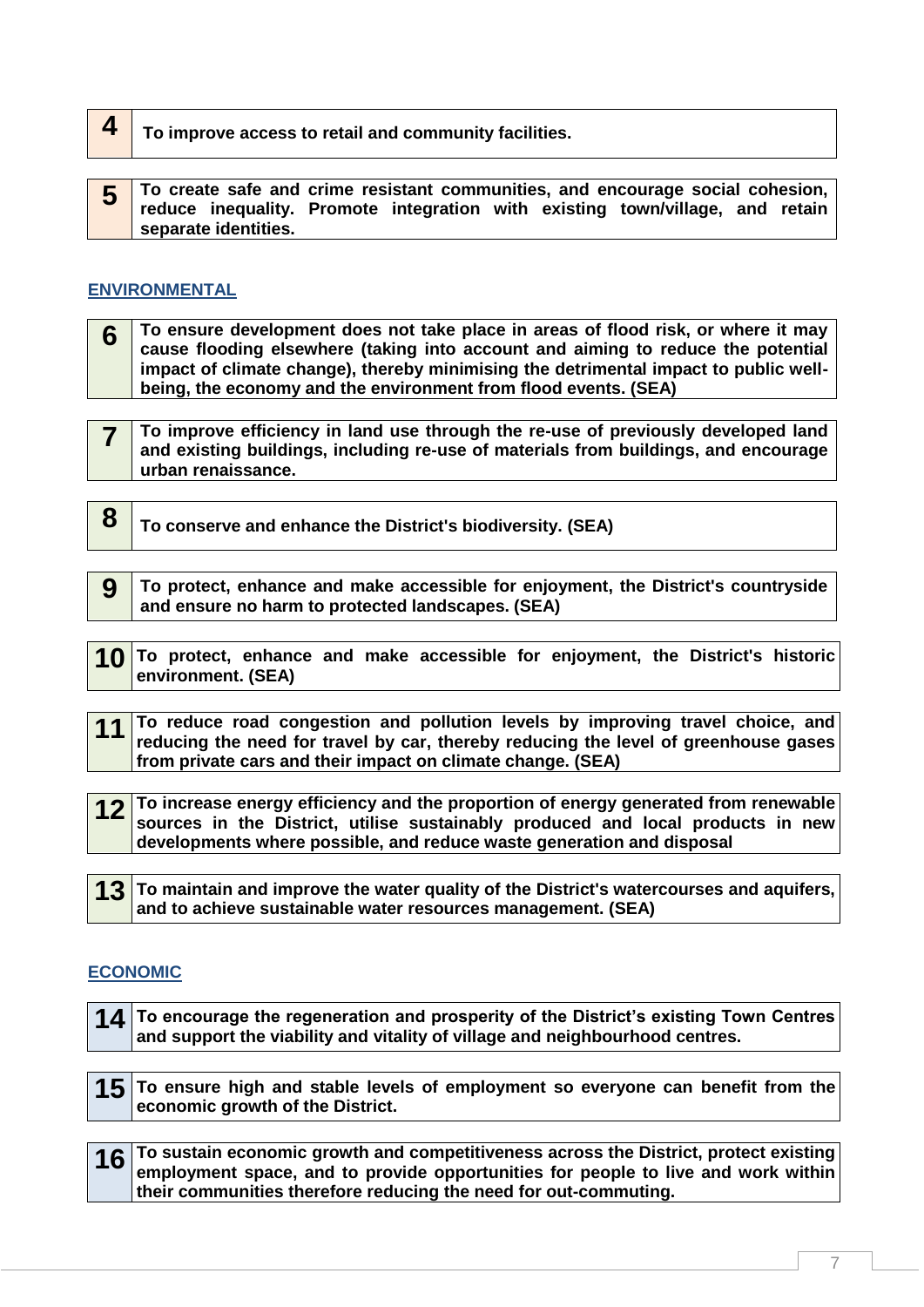| 4 | To improve access to retail and community facilities. |
|---|---|

| 5 | To create safe and crime resistant communities, and encourage social cohesion, reduce inequality. Promote integration with existing town/village, and retain separate identities. |
|---|---|

## ENVIRONMENTAL

| 6 | To ensure development does not take place in areas of flood risk, or where it may cause flooding elsewhere (taking into account and aiming to reduce the potential impact of climate change), thereby minimising the detrimental impact to public well-being, the economy and the environment from flood events. (SEA) |
|---|---|

| 7 | To improve efficiency in land use through the re-use of previously developed land and existing buildings, including re-use of materials from buildings, and encourage urban renaissance. |
|---|---|

| 8 | To conserve and enhance the District's biodiversity. (SEA) |
|---|---|

| 9 | To protect, enhance and make accessible for enjoyment, the District's countryside and ensure no harm to protected landscapes. (SEA) |
|---|---|

| 10 | To protect, enhance and make accessible for enjoyment, the District's historic environment. (SEA) |
|---|---|

| 11 | To reduce road congestion and pollution levels by improving travel choice, and reducing the need for travel by car, thereby reducing the level of greenhouse gases from private cars and their impact on climate change. (SEA) |
|---|---|

| 12 | To increase energy efficiency and the proportion of energy generated from renewable sources in the District, utilise sustainably produced and local products in new developments where possible, and reduce waste generation and disposal |
|---|---|

| 13 | To maintain and improve the water quality of the District's watercourses and aquifers, and to achieve sustainable water resources management. (SEA) |
|---|---|

## ECONOMIC

| 14 | To encourage the regeneration and prosperity of the District's existing Town Centres and support the viability and vitality of village and neighbourhood centres. |
|---|---|

| 15 | To ensure high and stable levels of employment so everyone can benefit from the economic growth of the District. |
|---|---|

| 16 | To sustain economic growth and competitiveness across the District, protect existing employment space, and to provide opportunities for people to live and work within their communities therefore reducing the need for out-commuting. |
|---|---|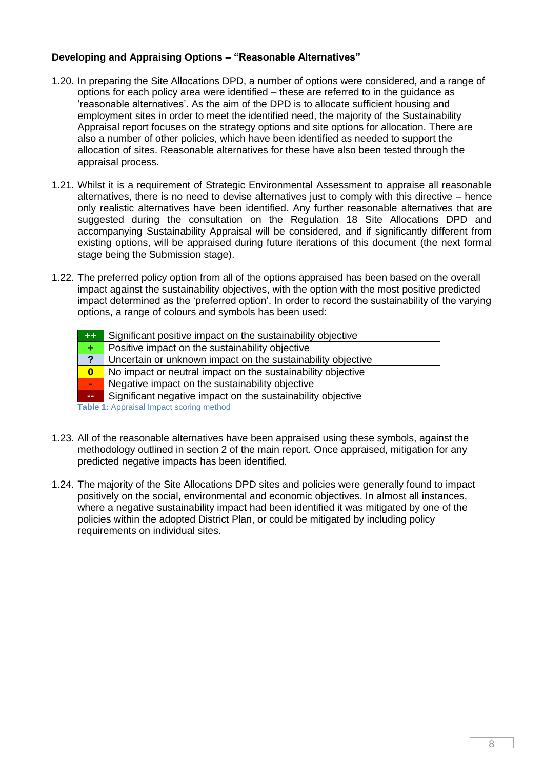**Developing and Appraising Options – "Reasonable Alternatives"**

1.20. In preparing the Site Allocations DPD, a number of options were considered, and a range of options for each policy area were identified – these are referred to in the guidance as 'reasonable alternatives'. As the aim of the DPD is to allocate sufficient housing and employment sites in order to meet the identified need, the majority of the Sustainability Appraisal report focuses on the strategy options and site options for allocation. There are also a number of other policies, which have been identified as needed to support the allocation of sites. Reasonable alternatives for these have also been tested through the appraisal process.

1.21. Whilst it is a requirement of Strategic Environmental Assessment to appraise all reasonable alternatives, there is no need to devise alternatives just to comply with this directive – hence only realistic alternatives have been identified. Any further reasonable alternatives that are suggested during the consultation on the Regulation 18 Site Allocations DPD and accompanying Sustainability Appraisal will be considered, and if significantly different from existing options, will be appraised during future iterations of this document (the next formal stage being the Submission stage).

1.22. The preferred policy option from all of the options appraised has been based on the overall impact against the sustainability objectives, with the option with the most positive predicted impact determined as the 'preferred option'. In order to record the sustainability of the varying options, a range of colours and symbols has been used:

| Symbol | Description |
|---|---|
| ++ | Significant positive impact on the sustainability objective |
| + | Positive impact on the sustainability objective |
| ? | Uncertain or unknown impact on the sustainability objective |
| 0 | No impact or neutral impact on the sustainability objective |
| - | Negative impact on the sustainability objective |
| -- | Significant negative impact on the sustainability objective |

**Table 1:** Appraisal Impact scoring method

1.23. All of the reasonable alternatives have been appraised using these symbols, against the methodology outlined in section 2 of the main report. Once appraised, mitigation for any predicted negative impacts has been identified.

1.24. The majority of the Site Allocations DPD sites and policies were generally found to impact positively on the social, environmental and economic objectives. In almost all instances, where a negative sustainability impact had been identified it was mitigated by one of the policies within the adopted District Plan, or could be mitigated by including policy requirements on individual sites.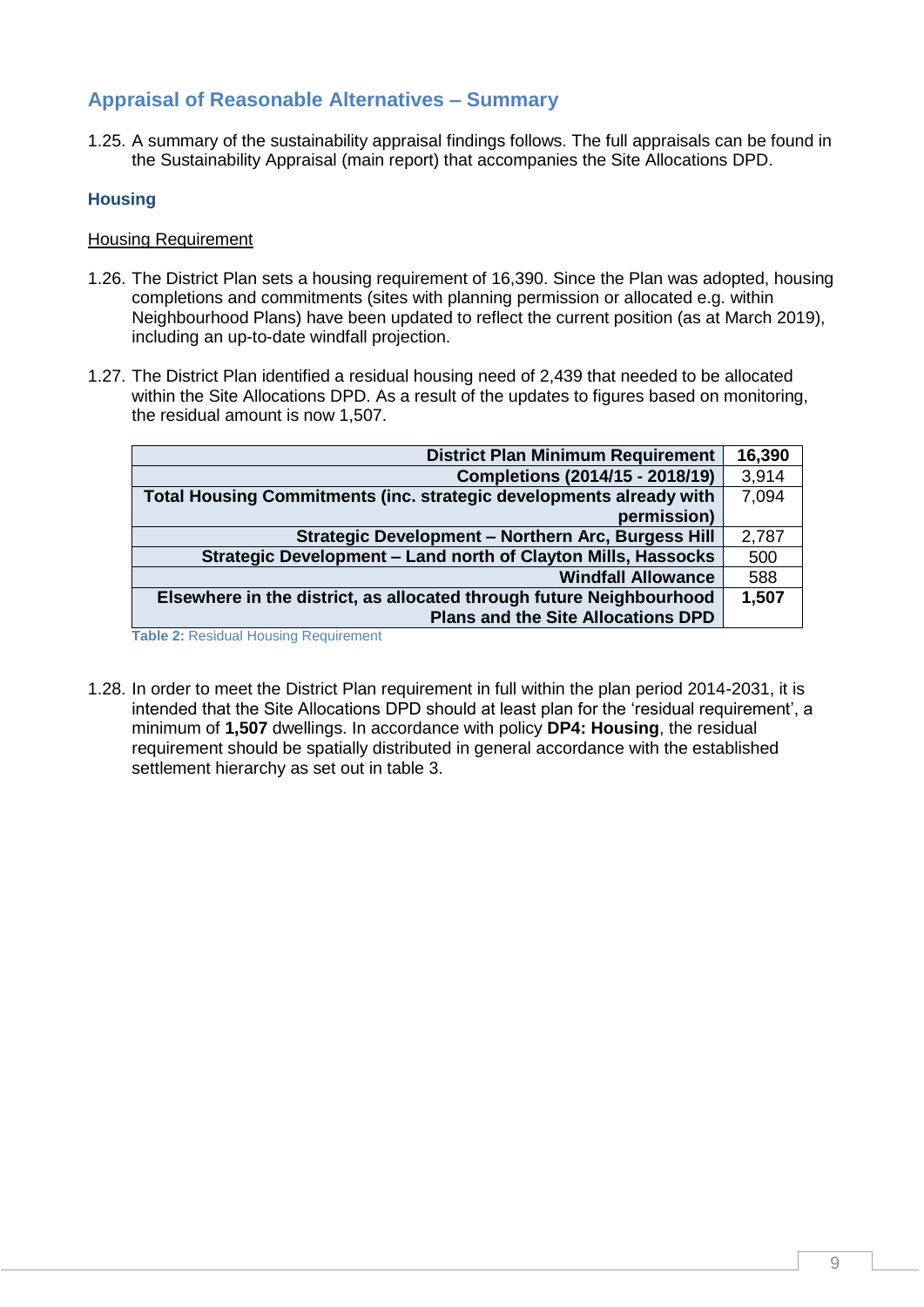## Appraisal of Reasonable Alternatives – Summary

1.25. A summary of the sustainability appraisal findings follows. The full appraisals can be found in the Sustainability Appraisal (main report) that accompanies the Site Allocations DPD.

### Housing

<u>Housing Requirement</u>

1.26. The District Plan sets a housing requirement of 16,390. Since the Plan was adopted, housing completions and commitments (sites with planning permission or allocated e.g. within Neighbourhood Plans) have been updated to reflect the current position (as at March 2019), including an up-to-date windfall projection.

1.27. The District Plan identified a residual housing need of 2,439 that needed to be allocated within the Site Allocations DPD. As a result of the updates to figures based on monitoring, the residual amount is now 1,507.

| | |
|---|---|
| **District Plan Minimum Requirement** | **16,390** |
| **Completions (2014/15 - 2018/19)** | 3,914 |
| **Total Housing Commitments (inc. strategic developments already with permission)** | 7,094 |
| **Strategic Development – Northern Arc, Burgess Hill** | 2,787 |
| **Strategic Development – Land north of Clayton Mills, Hassocks** | 500 |
| **Windfall Allowance** | 588 |
| **Elsewhere in the district, as allocated through future Neighbourhood Plans and the Site Allocations DPD** | **1,507** |

**Table 2:** Residual Housing Requirement

1.28. In order to meet the District Plan requirement in full within the plan period 2014-2031, it is intended that the Site Allocations DPD should at least plan for the 'residual requirement', a minimum of **1,507** dwellings. In accordance with policy **DP4: Housing**, the residual requirement should be spatially distributed in general accordance with the established settlement hierarchy as set out in table 3.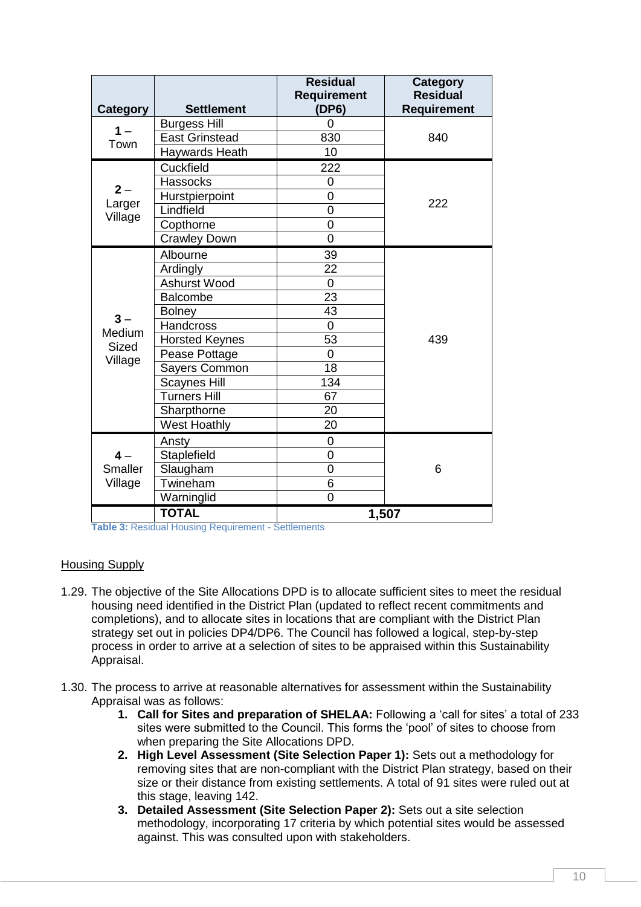| Category | Settlement | Residual Requirement (DP6) | Category Residual Requirement |
|---|---|---|---|
| 1 – Town | Burgess Hill | 0 | 840 |
| | East Grinstead | 830 | |
| | Haywards Heath | 10 | |
| 2 – Larger Village | Cuckfield | 222 | 222 |
| | Hassocks | 0 | |
| | Hurstpierpoint | 0 | |
| | Lindfield | 0 | |
| | Copthorne | 0 | |
| | Crawley Down | 0 | |
| 3 – Medium Sized Village | Albourne | 39 | 439 |
| | Ardingly | 22 | |
| | Ashurst Wood | 0 | |
| | Balcombe | 23 | |
| | Bolney | 43 | |
| | Handcross | 0 | |
| | Horsted Keynes | 53 | |
| | Pease Pottage | 0 | |
| | Sayers Common | 18 | |
| | Scaynes Hill | 134 | |
| | Turners Hill | 67 | |
| | Sharpthorne | 20 | |
| | West Hoathly | 20 | |
| 4 – Smaller Village | Ansty | 0 | 6 |
| | Staplefield | 0 | |
| | Slaugham | 0 | |
| | Twineham | 6 | |
| | Warninglid | 0 | |
| | **TOTAL** | **1,507** | |

**Table 3:** Residual Housing Requirement - Settlements

<u>Housing Supply</u>

1.29. The objective of the Site Allocations DPD is to allocate sufficient sites to meet the residual housing need identified in the District Plan (updated to reflect recent commitments and completions), and to allocate sites in locations that are compliant with the District Plan strategy set out in policies DP4/DP6. The Council has followed a logical, step-by-step process in order to arrive at a selection of sites to be appraised within this Sustainability Appraisal.

1.30. The process to arrive at reasonable alternatives for assessment within the Sustainability Appraisal was as follows:

1. **Call for Sites and preparation of SHELAA:** Following a 'call for sites' a total of 233 sites were submitted to the Council. This forms the 'pool' of sites to choose from when preparing the Site Allocations DPD.
2. **High Level Assessment (Site Selection Paper 1):** Sets out a methodology for removing sites that are non-compliant with the District Plan strategy, based on their size or their distance from existing settlements. A total of 91 sites were ruled out at this stage, leaving 142.
3. **Detailed Assessment (Site Selection Paper 2):** Sets out a site selection methodology, incorporating 17 criteria by which potential sites would be assessed against. This was consulted upon with stakeholders.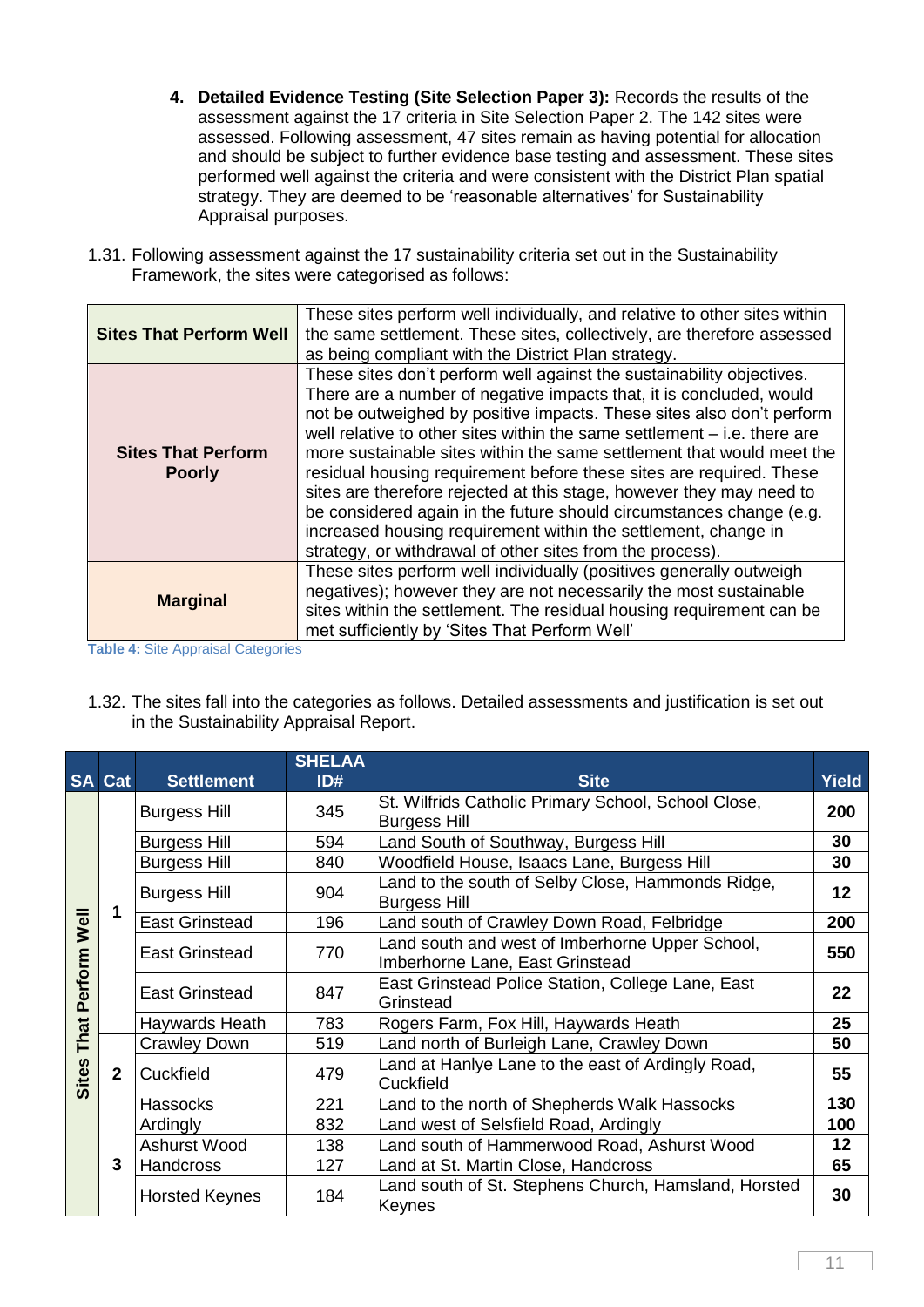4. **Detailed Evidence Testing (Site Selection Paper 3):** Records the results of the assessment against the 17 criteria in Site Selection Paper 2. The 142 sites were assessed. Following assessment, 47 sites remain as having potential for allocation and should be subject to further evidence base testing and assessment. These sites performed well against the criteria and were consistent with the District Plan spatial strategy. They are deemed to be 'reasonable alternatives' for Sustainability Appraisal purposes.

1.31. Following assessment against the 17 sustainability criteria set out in the Sustainability Framework, the sites were categorised as follows:

| | |
|---|---|
| **Sites That Perform Well** | These sites perform well individually, and relative to other sites within the same settlement. These sites, collectively, are therefore assessed as being compliant with the District Plan strategy. |
| **Sites That Perform Poorly** | These sites don't perform well against the sustainability objectives. There are a number of negative impacts that, it is concluded, would not be outweighed by positive impacts. These sites also don't perform well relative to other sites within the same settlement – i.e. there are more sustainable sites within the same settlement that would meet the residual housing requirement before these sites are required. These sites are therefore rejected at this stage, however they may need to be considered again in the future should circumstances change (e.g. increased housing requirement within the settlement, change in strategy, or withdrawal of other sites from the process). |
| **Marginal** | These sites perform well individually (positives generally outweigh negatives); however they are not necessarily the most sustainable sites within the settlement. The residual housing requirement can be met sufficiently by 'Sites That Perform Well' |

**Table 4:** Site Appraisal Categories

1.32. The sites fall into the categories as follows. Detailed assessments and justification is set out in the Sustainability Appraisal Report.

| SA | Cat | Settlement | SHELAA ID# | Site | Yield |
|---|---|---|---|---|---|
| Sites That Perform Well | 1 | Burgess Hill | 345 | St. Wilfrids Catholic Primary School, School Close, Burgess Hill | **200** |
| | | Burgess Hill | 594 | Land South of Southway, Burgess Hill | **30** |
| | | Burgess Hill | 840 | Woodfield House, Isaacs Lane, Burgess Hill | **30** |
| | | Burgess Hill | 904 | Land to the south of Selby Close, Hammonds Ridge, Burgess Hill | **12** |
| | | East Grinstead | 196 | Land south of Crawley Down Road, Felbridge | **200** |
| | | East Grinstead | 770 | Land south and west of Imberhorne Upper School, Imberhorne Lane, East Grinstead | **550** |
| | | East Grinstead | 847 | East Grinstead Police Station, College Lane, East Grinstead | **22** |
| | | Haywards Heath | 783 | Rogers Farm, Fox Hill, Haywards Heath | **25** |
| | 2 | Crawley Down | 519 | Land north of Burleigh Lane, Crawley Down | **50** |
| | | Cuckfield | 479 | Land at Hanlye Lane to the east of Ardingly Road, Cuckfield | **55** |
| | | Hassocks | 221 | Land to the north of Shepherds Walk Hassocks | **130** |
| | 3 | Ardingly | 832 | Land west of Selsfield Road, Ardingly | **100** |
| | | Ashurst Wood | 138 | Land south of Hammerwood Road, Ashurst Wood | **12** |
| | | Handcross | 127 | Land at St. Martin Close, Handcross | **65** |
| | | Horsted Keynes | 184 | Land south of St. Stephens Church, Hamsland, Horsted Keynes | **30** |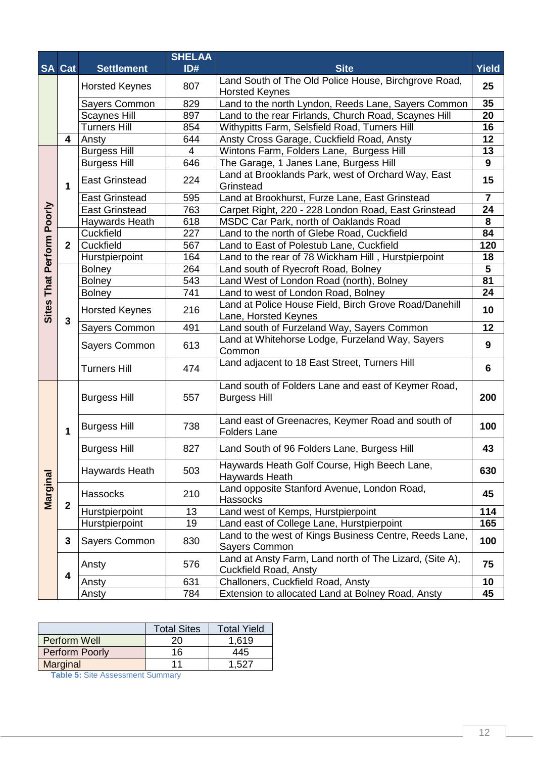| SA | Cat | Settlement | SHELAA ID# | Site | Yield |
|---|---|---|---|---|---|
| | | Horsted Keynes | 807 | Land South of The Old Police House, Birchgrove Road, Horsted Keynes | 25 |
| | | Sayers Common | 829 | Land to the north Lyndon, Reeds Lane, Sayers Common | 35 |
| | | Scaynes Hill | 897 | Land to the rear Firlands, Church Road, Scaynes Hill | 20 |
| | | Turners Hill | 854 | Withypitts Farm, Selsfield Road, Turners Hill | 16 |
| | 4 | Ansty | 644 | Ansty Cross Garage, Cuckfield Road, Ansty | 12 |
| Sites That Perform Poorly | 1 | Burgess Hill | 4 | Wintons Farm, Folders Lane, Burgess Hill | 13 |
| | | Burgess Hill | 646 | The Garage, 1 Janes Lane, Burgess Hill | 9 |
| | | East Grinstead | 224 | Land at Brooklands Park, west of Orchard Way, East Grinstead | 15 |
| | | East Grinstead | 595 | Land at Brookhurst, Furze Lane, East Grinstead | 7 |
| | | East Grinstead | 763 | Carpet Right, 220 - 228 London Road, East Grinstead | 24 |
| | | Haywards Heath | 618 | MSDC Car Park, north of Oaklands Road | 8 |
| | 2 | Cuckfield | 227 | Land to the north of Glebe Road, Cuckfield | 84 |
| | | Cuckfield | 567 | Land to East of Polestub Lane, Cuckfield | 120 |
| | | Hurstpierpoint | 164 | Land to the rear of 78 Wickham Hill , Hurstpierpoint | 18 |
| | 3 | Bolney | 264 | Land south of Ryecroft Road, Bolney | 5 |
| | | Bolney | 543 | Land West of London Road (north), Bolney | 81 |
| | | Bolney | 741 | Land to west of London Road, Bolney | 24 |
| | | Horsted Keynes | 216 | Land at Police House Field, Birch Grove Road/Danehill Lane, Horsted Keynes | 10 |
| | | Sayers Common | 491 | Land south of Furzeland Way, Sayers Common | 12 |
| | | Sayers Common | 613 | Land at Whitehorse Lodge, Furzeland Way, Sayers Common | 9 |
| | | Turners Hill | 474 | Land adjacent to 18 East Street, Turners Hill | 6 |
| Marginal | 1 | Burgess Hill | 557 | Land south of Folders Lane and east of Keymer Road, Burgess Hill | 200 |
| | | Burgess Hill | 738 | Land east of Greenacres, Keymer Road and south of Folders Lane | 100 |
| | | Burgess Hill | 827 | Land South of 96 Folders Lane, Burgess Hill | 43 |
| | | Haywards Heath | 503 | Haywards Heath Golf Course, High Beech Lane, Haywards Heath | 630 |
| | 2 | Hassocks | 210 | Land opposite Stanford Avenue, London Road, Hassocks | 45 |
| | | Hurstpierpoint | 13 | Land west of Kemps, Hurstpierpoint | 114 |
| | | Hurstpierpoint | 19 | Land east of College Lane, Hurstpierpoint | 165 |
| | 3 | Sayers Common | 830 | Land to the west of Kings Business Centre, Reeds Lane, Sayers Common | 100 |
| | 4 | Ansty | 576 | Land at Ansty Farm, Land north of The Lizard, (Site A), Cuckfield Road, Ansty | 75 |
| | | Ansty | 631 | Challoners, Cuckfield Road, Ansty | 10 |
| | | Ansty | 784 | Extension to allocated Land at Bolney Road, Ansty | 45 |

| | Total Sites | Total Yield |
|---|---|---|
| Perform Well | 20 | 1,619 |
| Perform Poorly | 16 | 445 |
| Marginal | 11 | 1,527 |

**Table 5:** Site Assessment Summary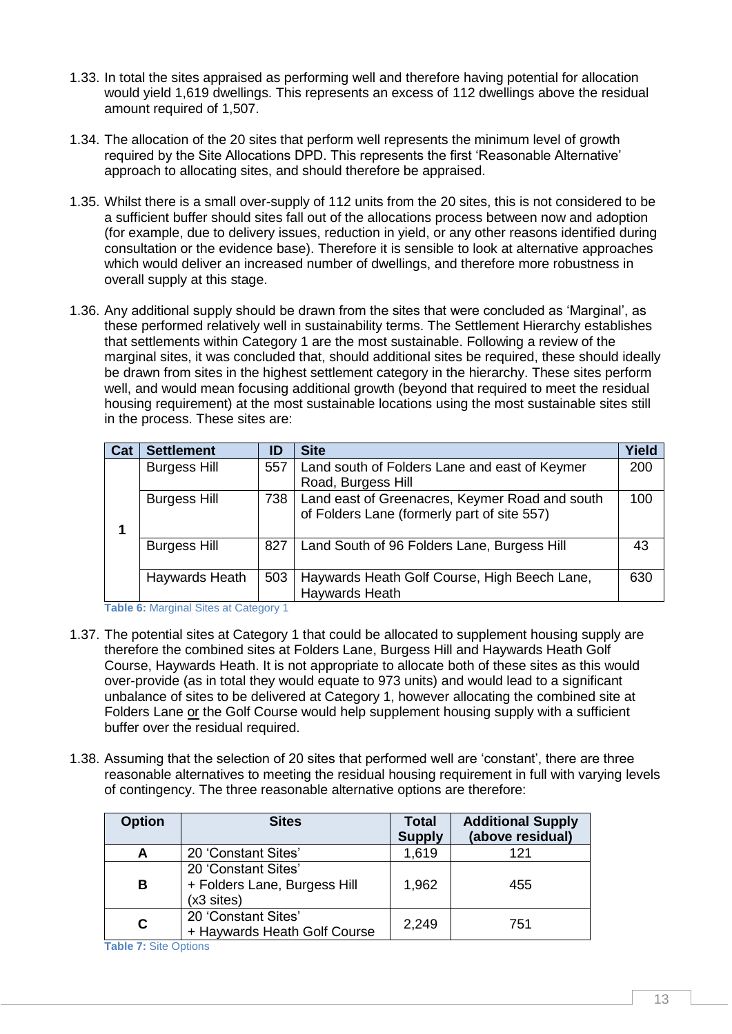1.33. In total the sites appraised as performing well and therefore having potential for allocation would yield 1,619 dwellings. This represents an excess of 112 dwellings above the residual amount required of 1,507.

1.34. The allocation of the 20 sites that perform well represents the minimum level of growth required by the Site Allocations DPD. This represents the first 'Reasonable Alternative' approach to allocating sites, and should therefore be appraised.

1.35. Whilst there is a small over-supply of 112 units from the 20 sites, this is not considered to be a sufficient buffer should sites fall out of the allocations process between now and adoption (for example, due to delivery issues, reduction in yield, or any other reasons identified during consultation or the evidence base). Therefore it is sensible to look at alternative approaches which would deliver an increased number of dwellings, and therefore more robustness in overall supply at this stage.

1.36. Any additional supply should be drawn from the sites that were concluded as 'Marginal', as these performed relatively well in sustainability terms. The Settlement Hierarchy establishes that settlements within Category 1 are the most sustainable. Following a review of the marginal sites, it was concluded that, should additional sites be required, these should ideally be drawn from sites in the highest settlement category in the hierarchy. These sites perform well, and would mean focusing additional growth (beyond that required to meet the residual housing requirement) at the most sustainable locations using the most sustainable sites still in the process. These sites are:

| Cat | Settlement | ID | Site | Yield |
|---|---|---|---|---|
| 1 | Burgess Hill | 557 | Land south of Folders Lane and east of Keymer Road, Burgess Hill | 200 |
| | Burgess Hill | 738 | Land east of Greenacres, Keymer Road and south of Folders Lane (formerly part of site 557) | 100 |
| | Burgess Hill | 827 | Land South of 96 Folders Lane, Burgess Hill | 43 |
| | Haywards Heath | 503 | Haywards Heath Golf Course, High Beech Lane, Haywards Heath | 630 |

**Table 6:** Marginal Sites at Category 1

1.37. The potential sites at Category 1 that could be allocated to supplement housing supply are therefore the combined sites at Folders Lane, Burgess Hill and Haywards Heath Golf Course, Haywards Heath. It is not appropriate to allocate both of these sites as this would over-provide (as in total they would equate to 973 units) and would lead to a significant unbalance of sites to be delivered at Category 1, however allocating the combined site at Folders Lane or the Golf Course would help supplement housing supply with a sufficient buffer over the residual required.

1.38. Assuming that the selection of 20 sites that performed well are 'constant', there are three reasonable alternatives to meeting the residual housing requirement in full with varying levels of contingency. The three reasonable alternative options are therefore:

| Option | Sites | Total Supply | Additional Supply (above residual) |
|---|---|---|---|
| A | 20 'Constant Sites' | 1,619 | 121 |
| B | 20 'Constant Sites' + Folders Lane, Burgess Hill (x3 sites) | 1,962 | 455 |
| C | 20 'Constant Sites' + Haywards Heath Golf Course | 2,249 | 751 |

**Table 7:** Site Options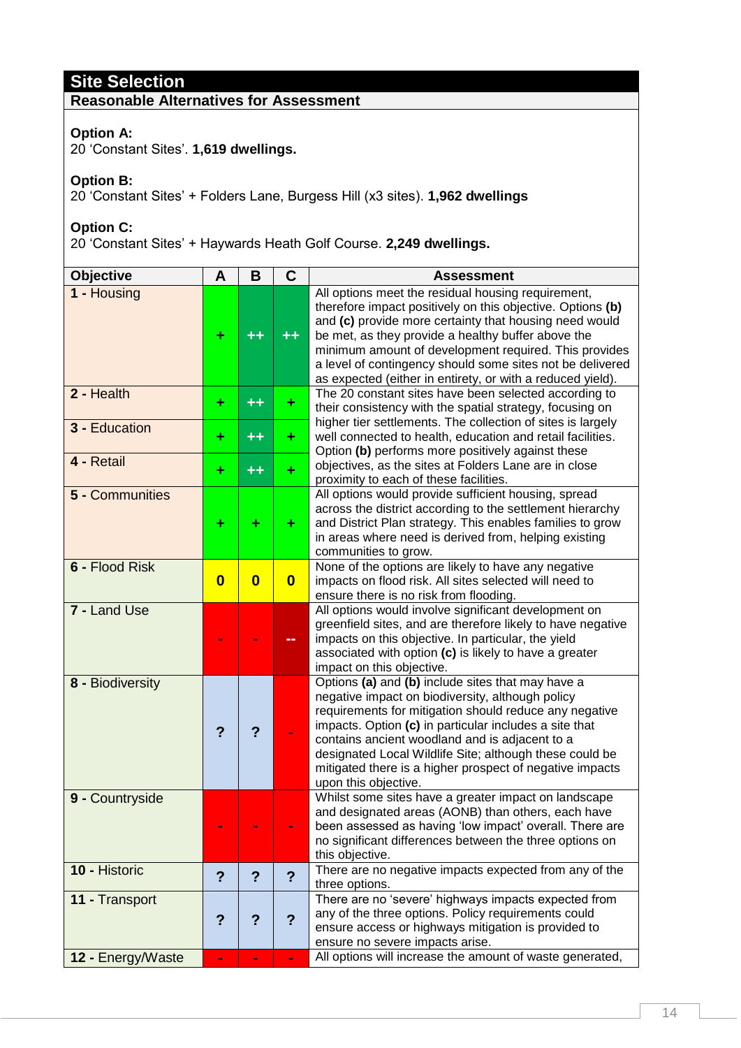## Site Selection

### Reasonable Alternatives for Assessment

**Option A:**
20 'Constant Sites'. **1,619 dwellings.**

**Option B:**
20 'Constant Sites' + Folders Lane, Burgess Hill (x3 sites). **1,962 dwellings**

**Option C:**
20 'Constant Sites' + Haywards Heath Golf Course. **2,249 dwellings.**

| Objective | A | B | C | Assessment |
|---|---|---|---|---|
| **1 -** Housing | + | ++ | ++ | All options meet the residual housing requirement, therefore impact positively on this objective. Options **(b)** and **(c)** provide more certainty that housing need would be met, as they provide a healthy buffer above the minimum amount of development required. This provides a level of contingency should some sites not be delivered as expected (either in entirety, or with a reduced yield). |
| **2 -** Health | + | ++ | + | The 20 constant sites have been selected according to their consistency with the spatial strategy, focusing on higher tier settlements. The collection of sites is largely well connected to health, education and retail facilities. Option **(b)** performs more positively against these objectives, as the sites at Folders Lane are in close proximity to each of these facilities. |
| **3 -** Education | + | ++ | + | |
| **4 -** Retail | + | ++ | + | |
| **5 -** Communities | + | + | + | All options would provide sufficient housing, spread across the district according to the settlement hierarchy and District Plan strategy. This enables families to grow in areas where need is derived from, helping existing communities to grow. |
| **6 -** Flood Risk | 0 | 0 | 0 | None of the options are likely to have any negative impacts on flood risk. All sites selected will need to ensure there is no risk from flooding. |
| **7 -** Land Use | - | - | -- | All options would involve significant development on greenfield sites, and are therefore likely to have negative impacts on this objective. In particular, the yield associated with option **(c)** is likely to have a greater impact on this objective. |
| **8 -** Biodiversity | ? | ? | - | Options **(a)** and **(b)** include sites that may have a negative impact on biodiversity, although policy requirements for mitigation should reduce any negative impacts. Option **(c)** in particular includes a site that contains ancient woodland and is adjacent to a designated Local Wildlife Site; although these could be mitigated there is a higher prospect of negative impacts upon this objective. |
| **9 -** Countryside | - | - | - | Whilst some sites have a greater impact on landscape and designated areas (AONB) than others, each have been assessed as having 'low impact' overall. There are no significant differences between the three options on this objective. |
| **10 -** Historic | ? | ? | ? | There are no negative impacts expected from any of the three options. |
| **11 -** Transport | ? | ? | ? | There are no 'severe' highways impacts expected from any of the three options. Policy requirements could ensure access or highways mitigation is provided to ensure no severe impacts arise. |
| **12 -** Energy/Waste | - | - | - | All options will increase the amount of waste generated, |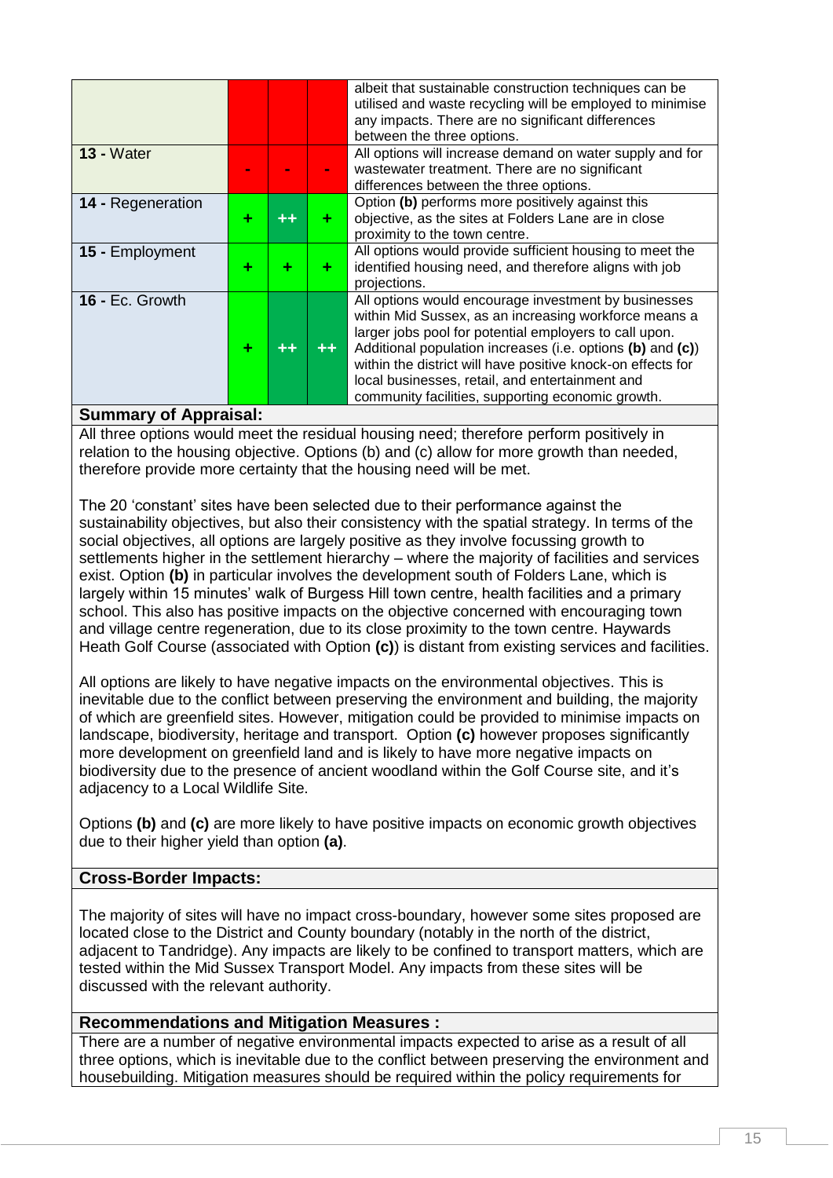| | | | | |
|---|---|---|---|---|
| | | | | albeit that sustainable construction techniques can be utilised and waste recycling will be employed to minimise any impacts. There are no significant differences between the three options. |
| **13 -** Water | - | - | - | All options will increase demand on water supply and for wastewater treatment. There are no significant differences between the three options. |
| **14 -** Regeneration | + | ++ | + | Option **(b)** performs more positively against this objective, as the sites at Folders Lane are in close proximity to the town centre. |
| **15 -** Employment | + | + | + | All options would provide sufficient housing to meet the identified housing need, and therefore aligns with job projections. |
| **16 -** Ec. Growth | + | ++ | ++ | All options would encourage investment by businesses within Mid Sussex, as an increasing workforce means a larger jobs pool for potential employers to call upon. Additional population increases (i.e. options **(b)** and **(c)**) within the district will have positive knock-on effects for local businesses, retail, and entertainment and community facilities, supporting economic growth. |

**Summary of Appraisal:**

All three options would meet the residual housing need; therefore perform positively in relation to the housing objective. Options (b) and (c) allow for more growth than needed, therefore provide more certainty that the housing need will be met.

The 20 'constant' sites have been selected due to their performance against the sustainability objectives, but also their consistency with the spatial strategy. In terms of the social objectives, all options are largely positive as they involve focussing growth to settlements higher in the settlement hierarchy – where the majority of facilities and services exist. Option **(b)** in particular involves the development south of Folders Lane, which is largely within 15 minutes' walk of Burgess Hill town centre, health facilities and a primary school. This also has positive impacts on the objective concerned with encouraging town and village centre regeneration, due to its close proximity to the town centre. Haywards Heath Golf Course (associated with Option **(c)**) is distant from existing services and facilities.

All options are likely to have negative impacts on the environmental objectives. This is inevitable due to the conflict between preserving the environment and building, the majority of which are greenfield sites. However, mitigation could be provided to minimise impacts on landscape, biodiversity, heritage and transport. Option **(c)** however proposes significantly more development on greenfield land and is likely to have more negative impacts on biodiversity due to the presence of ancient woodland within the Golf Course site, and it's adjacency to a Local Wildlife Site.

Options **(b)** and **(c)** are more likely to have positive impacts on economic growth objectives due to their higher yield than option **(a)**.

**Cross-Border Impacts:**

The majority of sites will have no impact cross-boundary, however some sites proposed are located close to the District and County boundary (notably in the north of the district, adjacent to Tandridge). Any impacts are likely to be confined to transport matters, which are tested within the Mid Sussex Transport Model. Any impacts from these sites will be discussed with the relevant authority.

**Recommendations and Mitigation Measures :**

There are a number of negative environmental impacts expected to arise as a result of all three options, which is inevitable due to the conflict between preserving the environment and housebuilding. Mitigation measures should be required within the policy requirements for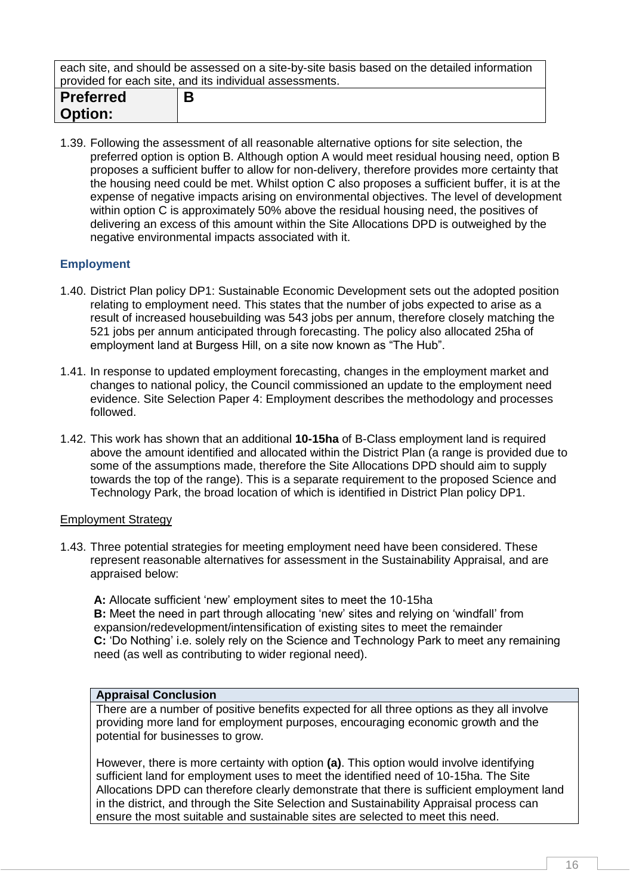| each site, and should be assessed on a site-by-site basis based on the detailed information provided for each site, and its individual assessments. | |
|---|---|
| **Preferred Option:** | **B** |

1.39. Following the assessment of all reasonable alternative options for site selection, the preferred option is option B. Although option A would meet residual housing need, option B proposes a sufficient buffer to allow for non-delivery, therefore provides more certainty that the housing need could be met. Whilst option C also proposes a sufficient buffer, it is at the expense of negative impacts arising on environmental objectives. The level of development within option C is approximately 50% above the residual housing need, the positives of delivering an excess of this amount within the Site Allocations DPD is outweighed by the negative environmental impacts associated with it.

### Employment

1.40. District Plan policy DP1: Sustainable Economic Development sets out the adopted position relating to employment need. This states that the number of jobs expected to arise as a result of increased housebuilding was 543 jobs per annum, therefore closely matching the 521 jobs per annum anticipated through forecasting. The policy also allocated 25ha of employment land at Burgess Hill, on a site now known as "The Hub".

1.41. In response to updated employment forecasting, changes in the employment market and changes to national policy, the Council commissioned an update to the employment need evidence. Site Selection Paper 4: Employment describes the methodology and processes followed.

1.42. This work has shown that an additional **10-15ha** of B-Class employment land is required above the amount identified and allocated within the District Plan (a range is provided due to some of the assumptions made, therefore the Site Allocations DPD should aim to supply towards the top of the range). This is a separate requirement to the proposed Science and Technology Park, the broad location of which is identified in District Plan policy DP1.

<u>Employment Strategy</u>

1.43. Three potential strategies for meeting employment need have been considered. These represent reasonable alternatives for assessment in the Sustainability Appraisal, and are appraised below:

**A:** Allocate sufficient 'new' employment sites to meet the 10-15ha
**B:** Meet the need in part through allocating 'new' sites and relying on 'windfall' from expansion/redevelopment/intensification of existing sites to meet the remainder
**C:** 'Do Nothing' i.e. solely rely on the Science and Technology Park to meet any remaining need (as well as contributing to wider regional need).

| **Appraisal Conclusion** |
|---|
| There are a number of positive benefits expected for all three options as they all involve providing more land for employment purposes, encouraging economic growth and the potential for businesses to grow.<br><br>However, there is more certainty with option **(a)**. This option would involve identifying sufficient land for employment uses to meet the identified need of 10-15ha. The Site Allocations DPD can therefore clearly demonstrate that there is sufficient employment land in the district, and through the Site Selection and Sustainability Appraisal process can ensure the most suitable and sustainable sites are selected to meet this need. |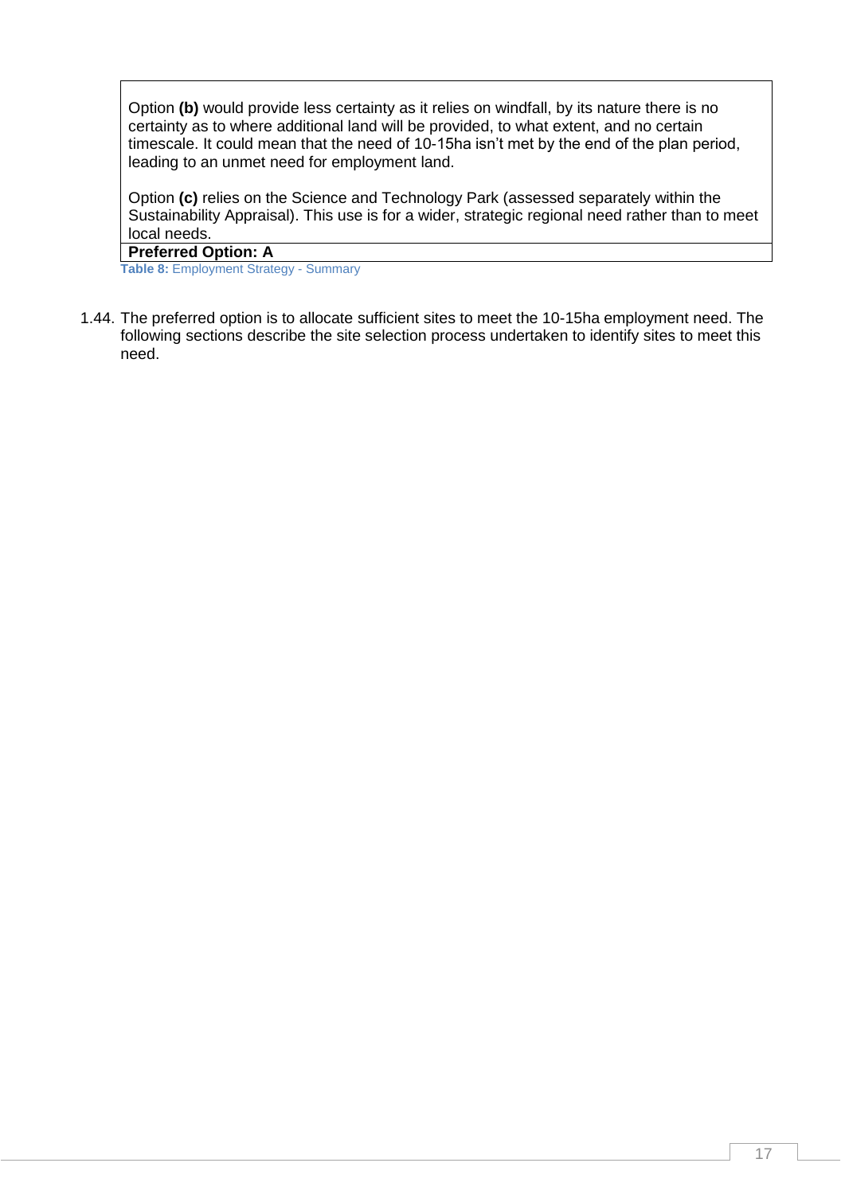| |
|---|
| Option **(b)** would provide less certainty as it relies on windfall, by its nature there is no certainty as to where additional land will be provided, to what extent, and no certain timescale. It could mean that the need of 10-15ha isn't met by the end of the plan period, leading to an unmet need for employment land.<br><br>Option **(c)** relies on the Science and Technology Park (assessed separately within the Sustainability Appraisal). This use is for a wider, strategic regional need rather than to meet local needs. |
| **Preferred Option: A** |

**Table 8:** Employment Strategy - Summary

1.44. The preferred option is to allocate sufficient sites to meet the 10-15ha employment need. The following sections describe the site selection process undertaken to identify sites to meet this need.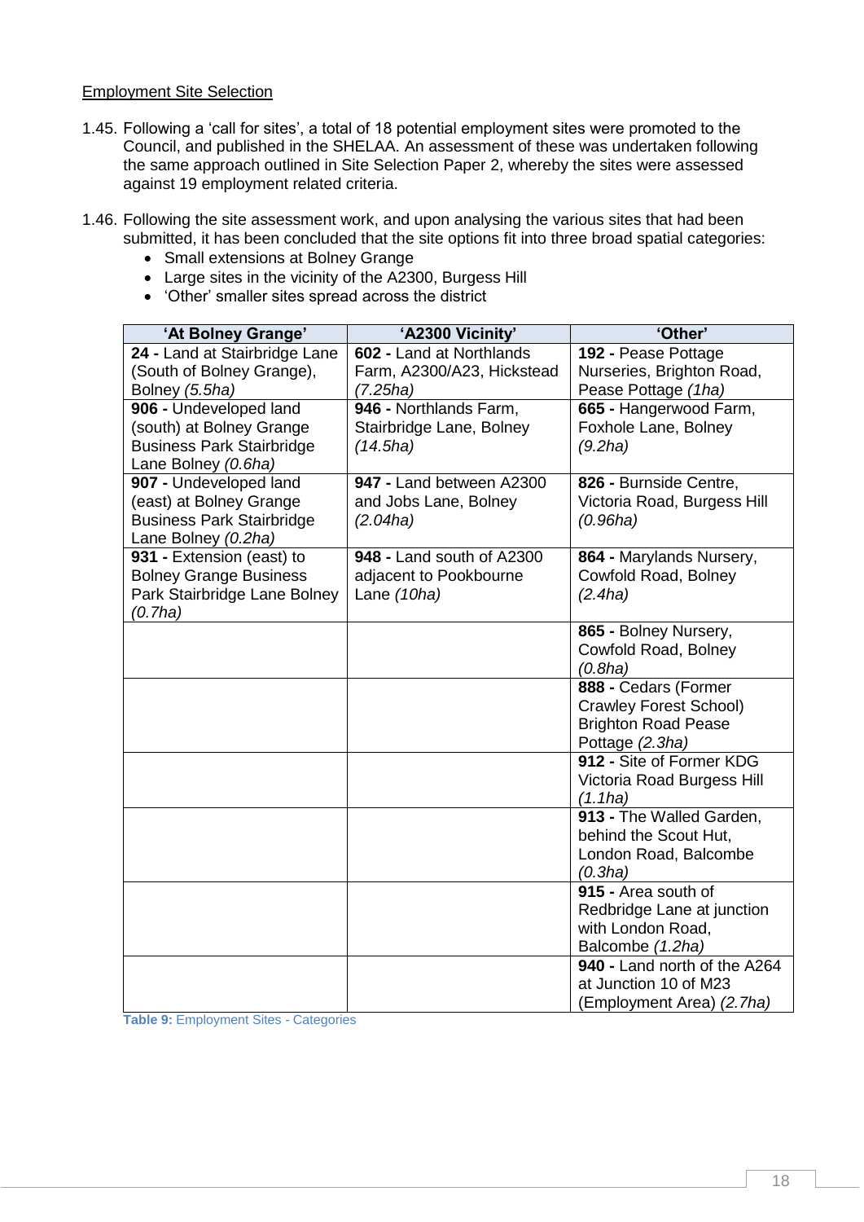<u>Employment Site Selection</u>

1.45. Following a 'call for sites', a total of 18 potential employment sites were promoted to the Council, and published in the SHELAA. An assessment of these was undertaken following the same approach outlined in Site Selection Paper 2, whereby the sites were assessed against 19 employment related criteria.

1.46. Following the site assessment work, and upon analysing the various sites that had been submitted, it has been concluded that the site options fit into three broad spatial categories:
- Small extensions at Bolney Grange
- Large sites in the vicinity of the A2300, Burgess Hill
- 'Other' smaller sites spread across the district

| 'At Bolney Grange' | 'A2300 Vicinity' | 'Other' |
|---|---|---|
| **24 -** Land at Stairbridge Lane (South of Bolney Grange), Bolney *(5.5ha)* | **602 -** Land at Northlands Farm, A2300/A23, Hickstead *(7.25ha)* | **192 -** Pease Pottage Nurseries, Brighton Road, Pease Pottage *(1ha)* |
| **906 -** Undeveloped land (south) at Bolney Grange Business Park Stairbridge Lane Bolney *(0.6ha)* | **946 -** Northlands Farm, Stairbridge Lane, Bolney *(14.5ha)* | **665 -** Hangerwood Farm, Foxhole Lane, Bolney *(9.2ha)* |
| **907 -** Undeveloped land (east) at Bolney Grange Business Park Stairbridge Lane Bolney *(0.2ha)* | **947 -** Land between A2300 and Jobs Lane, Bolney *(2.04ha)* | **826 -** Burnside Centre, Victoria Road, Burgess Hill *(0.96ha)* |
| **931 -** Extension (east) to Bolney Grange Business Park Stairbridge Lane Bolney *(0.7ha)* | **948 -** Land south of A2300 adjacent to Pookbourne Lane *(10ha)* | **864 -** Marylands Nursery, Cowfold Road, Bolney *(2.4ha)* |
| | | **865 -** Bolney Nursery, Cowfold Road, Bolney *(0.8ha)* |
| | | **888 -** Cedars (Former Crawley Forest School) Brighton Road Pease Pottage *(2.3ha)* |
| | | **912 -** Site of Former KDG Victoria Road Burgess Hill *(1.1ha)* |
| | | **913 -** The Walled Garden, behind the Scout Hut, London Road, Balcombe *(0.3ha)* |
| | | **915 -** Area south of Redbridge Lane at junction with London Road, Balcombe *(1.2ha)* |
| | | **940 -** Land north of the A264 at Junction 10 of M23 (Employment Area) *(2.7ha)* |

**Table 9:** Employment Sites - Categories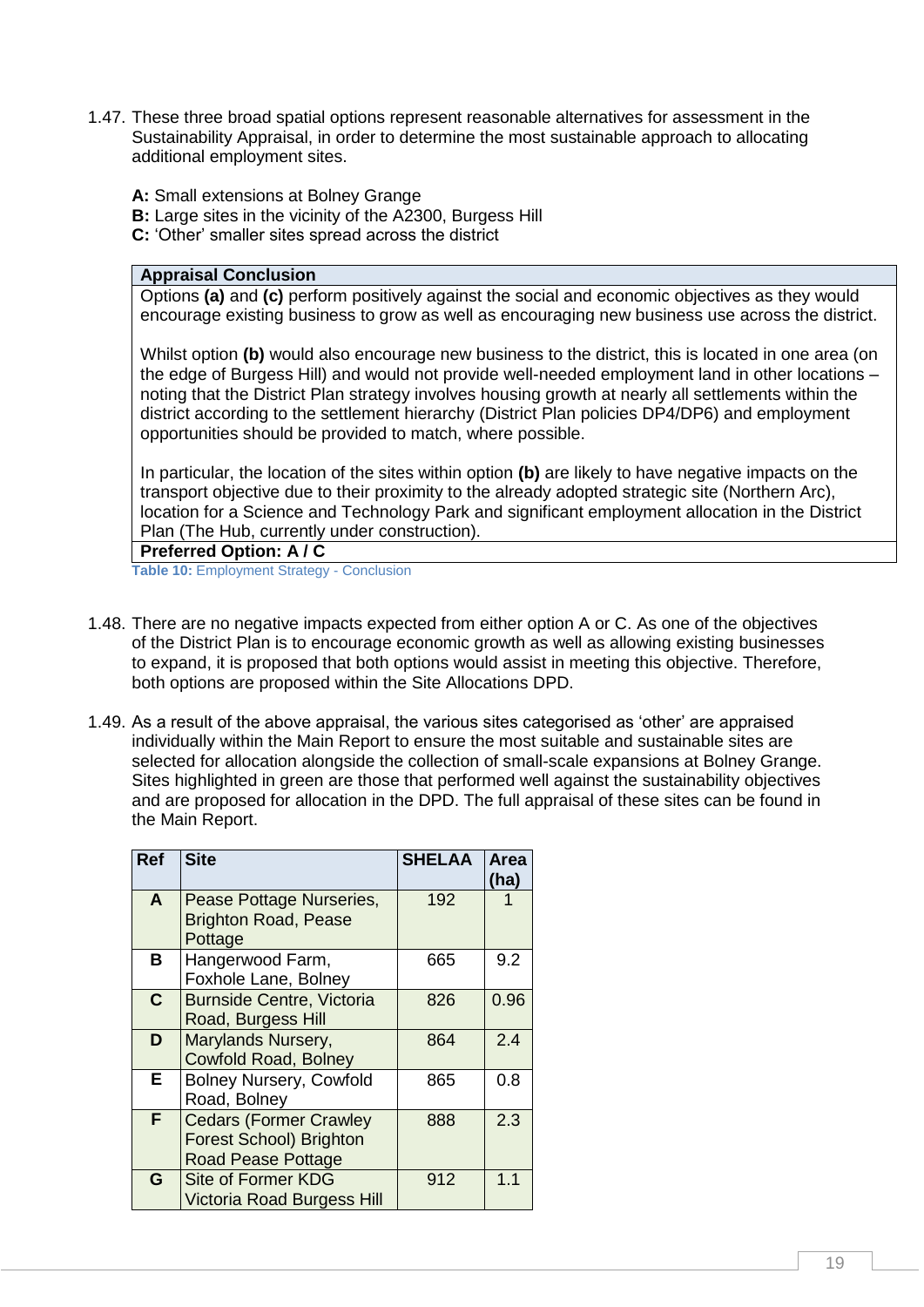1.47. These three broad spatial options represent reasonable alternatives for assessment in the Sustainability Appraisal, in order to determine the most sustainable approach to allocating additional employment sites.

**A:** Small extensions at Bolney Grange
**B:** Large sites in the vicinity of the A2300, Burgess Hill
**C:** 'Other' smaller sites spread across the district

| **Appraisal Conclusion** |
|---|
| Options **(a)** and **(c)** perform positively against the social and economic objectives as they would encourage existing business to grow as well as encouraging new business use across the district.<br><br>Whilst option **(b)** would also encourage new business to the district, this is located in one area (on the edge of Burgess Hill) and would not provide well-needed employment land in other locations – noting that the District Plan strategy involves housing growth at nearly all settlements within the district according to the settlement hierarchy (District Plan policies DP4/DP6) and employment opportunities should be provided to match, where possible.<br><br>In particular, the location of the sites within option **(b)** are likely to have negative impacts on the transport objective due to their proximity to the already adopted strategic site (Northern Arc), location for a Science and Technology Park and significant employment allocation in the District Plan (The Hub, currently under construction). |
| **Preferred Option: A / C** |

**Table 10:** Employment Strategy - Conclusion

1.48. There are no negative impacts expected from either option A or C. As one of the objectives of the District Plan is to encourage economic growth as well as allowing existing businesses to expand, it is proposed that both options would assist in meeting this objective. Therefore, both options are proposed within the Site Allocations DPD.

1.49. As a result of the above appraisal, the various sites categorised as 'other' are appraised individually within the Main Report to ensure the most suitable and sustainable sites are selected for allocation alongside the collection of small-scale expansions at Bolney Grange. Sites highlighted in green are those that performed well against the sustainability objectives and are proposed for allocation in the DPD. The full appraisal of these sites can be found in the Main Report.

| Ref | Site | SHELAA | Area (ha) |
|---|---|---|---|
| **A** | Pease Pottage Nurseries, Brighton Road, Pease Pottage | 192 | 1 |
| **B** | Hangerwood Farm, Foxhole Lane, Bolney | 665 | 9.2 |
| **C** | Burnside Centre, Victoria Road, Burgess Hill | 826 | 0.96 |
| **D** | Marylands Nursery, Cowfold Road, Bolney | 864 | 2.4 |
| **E** | Bolney Nursery, Cowfold Road, Bolney | 865 | 0.8 |
| **F** | Cedars (Former Crawley Forest School) Brighton Road Pease Pottage | 888 | 2.3 |
| **G** | Site of Former KDG Victoria Road Burgess Hill | 912 | 1.1 |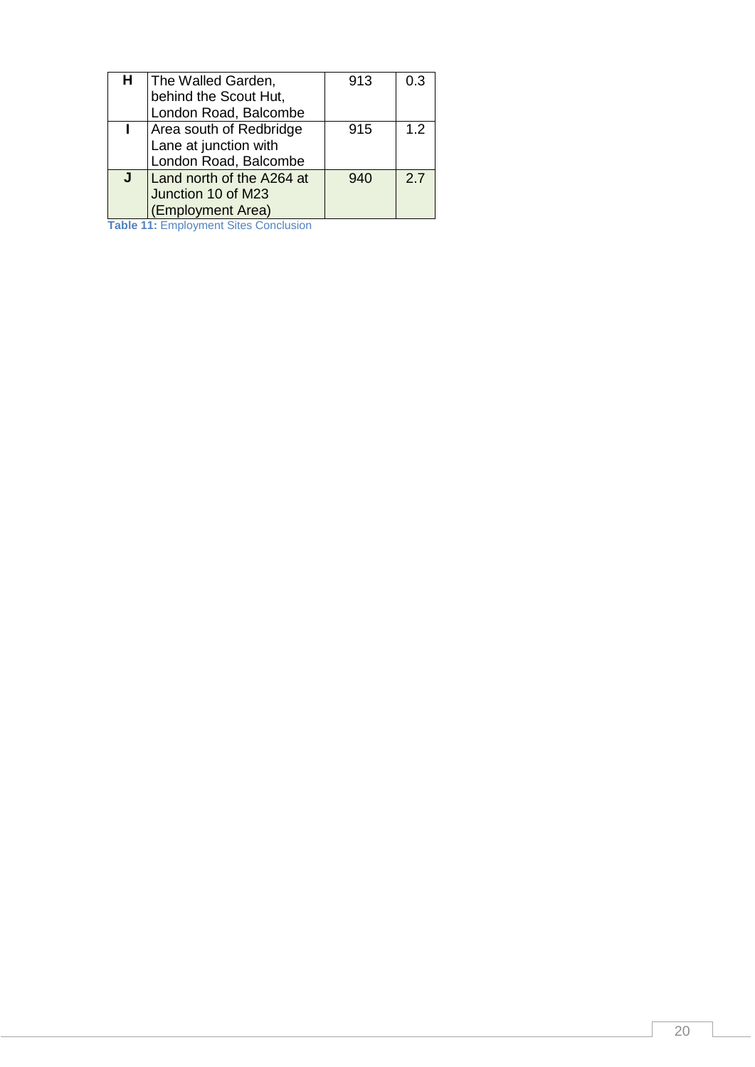| | | | |
|---|---|---|---|
| **H** | The Walled Garden, behind the Scout Hut, London Road, Balcombe | 913 | 0.3 |
| **I** | Area south of Redbridge Lane at junction with London Road, Balcombe | 915 | 1.2 |
| **J** | Land north of the A264 at Junction 10 of M23 (Employment Area) | 940 | 2.7 |

**Table 11:** Employment Sites Conclusion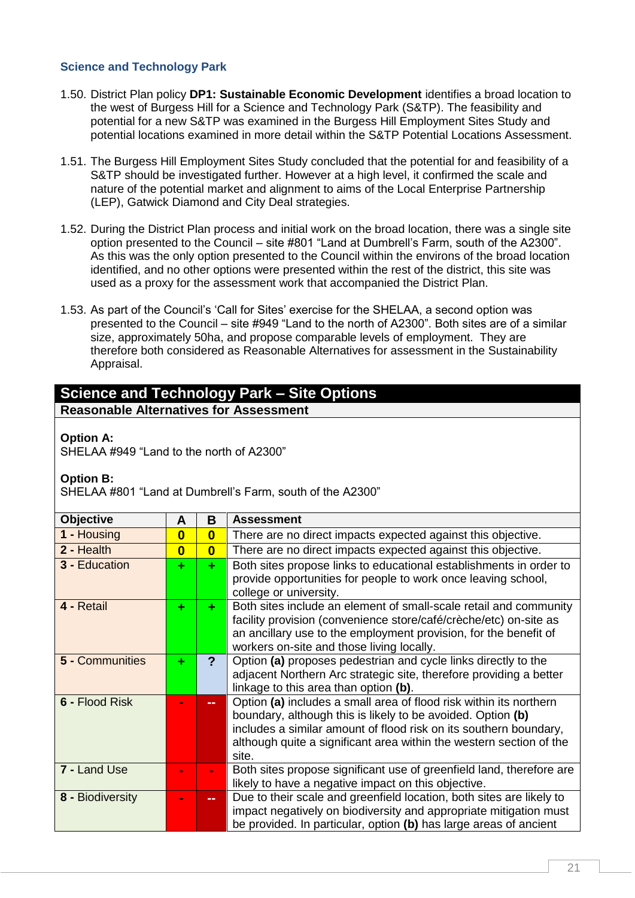### Science and Technology Park

1.50. District Plan policy **DP1: Sustainable Economic Development** identifies a broad location to the west of Burgess Hill for a Science and Technology Park (S&TP). The feasibility and potential for a new S&TP was examined in the Burgess Hill Employment Sites Study and potential locations examined in more detail within the S&TP Potential Locations Assessment.

1.51. The Burgess Hill Employment Sites Study concluded that the potential for and feasibility of a S&TP should be investigated further. However at a high level, it confirmed the scale and nature of the potential market and alignment to aims of the Local Enterprise Partnership (LEP), Gatwick Diamond and City Deal strategies.

1.52. During the District Plan process and initial work on the broad location, there was a single site option presented to the Council – site #801 "Land at Dumbrell's Farm, south of the A2300". As this was the only option presented to the Council within the environs of the broad location identified, and no other options were presented within the rest of the district, this site was used as a proxy for the assessment work that accompanied the District Plan.

1.53. As part of the Council's 'Call for Sites' exercise for the SHELAA, a second option was presented to the Council – site #949 "Land to the north of A2300". Both sites are of a similar size, approximately 50ha, and propose comparable levels of employment. They are therefore both considered as Reasonable Alternatives for assessment in the Sustainability Appraisal.

## Science and Technology Park – Site Options

**Reasonable Alternatives for Assessment**

**Option A:**
SHELAA #949 "Land to the north of A2300"

**Option B:**
SHELAA #801 "Land at Dumbrell's Farm, south of the A2300"

| Objective | A | B | Assessment |
|---|---|---|---|
| **1 -** Housing | 0 | 0 | There are no direct impacts expected against this objective. |
| **2 -** Health | 0 | 0 | There are no direct impacts expected against this objective. |
| **3 -** Education | + | + | Both sites propose links to educational establishments in order to provide opportunities for people to work once leaving school, college or university. |
| **4 -** Retail | + | + | Both sites include an element of small-scale retail and community facility provision (convenience store/café/crèche/etc) on-site as an ancillary use to the employment provision, for the benefit of workers on-site and those living locally. |
| **5 -** Communities | + | ? | Option **(a)** proposes pedestrian and cycle links directly to the adjacent Northern Arc strategic site, therefore providing a better linkage to this area than option **(b)**. |
| **6 -** Flood Risk | - | -- | Option **(a)** includes a small area of flood risk within its northern boundary, although this is likely to be avoided. Option **(b)** includes a similar amount of flood risk on its southern boundary, although quite a significant area within the western section of the site. |
| **7 -** Land Use | - | - | Both sites propose significant use of greenfield land, therefore are likely to have a negative impact on this objective. |
| **8 -** Biodiversity | - | -- | Due to their scale and greenfield location, both sites are likely to impact negatively on biodiversity and appropriate mitigation must be provided. In particular, option **(b)** has large areas of ancient |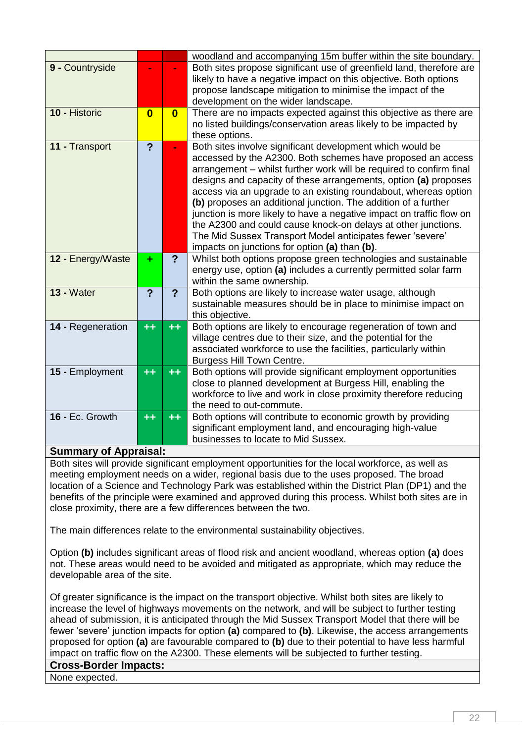| | | | |
|---|---|---|---|
| | | | woodland and accompanying 15m buffer within the site boundary. |
| **9 -** Countryside | - | - | Both sites propose significant use of greenfield land, therefore are likely to have a negative impact on this objective. Both options propose landscape mitigation to minimise the impact of the development on the wider landscape. |
| **10 -** Historic | **0** | **0** | There are no impacts expected against this objective as there are no listed buildings/conservation areas likely to be impacted by these options. |
| **11 -** Transport | **?** | - | Both sites involve significant development which would be accessed by the A2300. Both schemes have proposed an access arrangement – whilst further work will be required to confirm final designs and capacity of these arrangements, option **(a)** proposes access via an upgrade to an existing roundabout, whereas option **(b)** proposes an additional junction. The addition of a further junction is more likely to have a negative impact on traffic flow on the A2300 and could cause knock-on delays at other junctions. The Mid Sussex Transport Model anticipates fewer 'severe' impacts on junctions for option **(a)** than **(b)**. |
| **12 -** Energy/Waste | + | **?** | Whilst both options propose green technologies and sustainable energy use, option **(a)** includes a currently permitted solar farm within the same ownership. |
| **13 -** Water | **?** | **?** | Both options are likely to increase water usage, although sustainable measures should be in place to minimise impact on this objective. |
| **14 -** Regeneration | ++ | ++ | Both options are likely to encourage regeneration of town and village centres due to their size, and the potential for the associated workforce to use the facilities, particularly within Burgess Hill Town Centre. |
| **15 -** Employment | ++ | ++ | Both options will provide significant employment opportunities close to planned development at Burgess Hill, enabling the workforce to live and work in close proximity therefore reducing the need to out-commute. |
| **16 -** Ec. Growth | ++ | ++ | Both options will contribute to economic growth by providing significant employment land, and encouraging high-value businesses to locate to Mid Sussex. |

**Summary of Appraisal:**

Both sites will provide significant employment opportunities for the local workforce, as well as meeting employment needs on a wider, regional basis due to the uses proposed. The broad location of a Science and Technology Park was established within the District Plan (DP1) and the benefits of the principle were examined and approved during this process. Whilst both sites are in close proximity, there are a few differences between the two.

The main differences relate to the environmental sustainability objectives.

Option **(b)** includes significant areas of flood risk and ancient woodland, whereas option **(a)** does not. These areas would need to be avoided and mitigated as appropriate, which may reduce the developable area of the site.

Of greater significance is the impact on the transport objective. Whilst both sites are likely to increase the level of highways movements on the network, and will be subject to further testing ahead of submission, it is anticipated through the Mid Sussex Transport Model that there will be fewer 'severe' junction impacts for option **(a)** compared to **(b)**. Likewise, the access arrangements proposed for option **(a)** are favourable compared to **(b)** due to their potential to have less harmful impact on traffic flow on the A2300. These elements will be subjected to further testing.

**Cross-Border Impacts:**

None expected.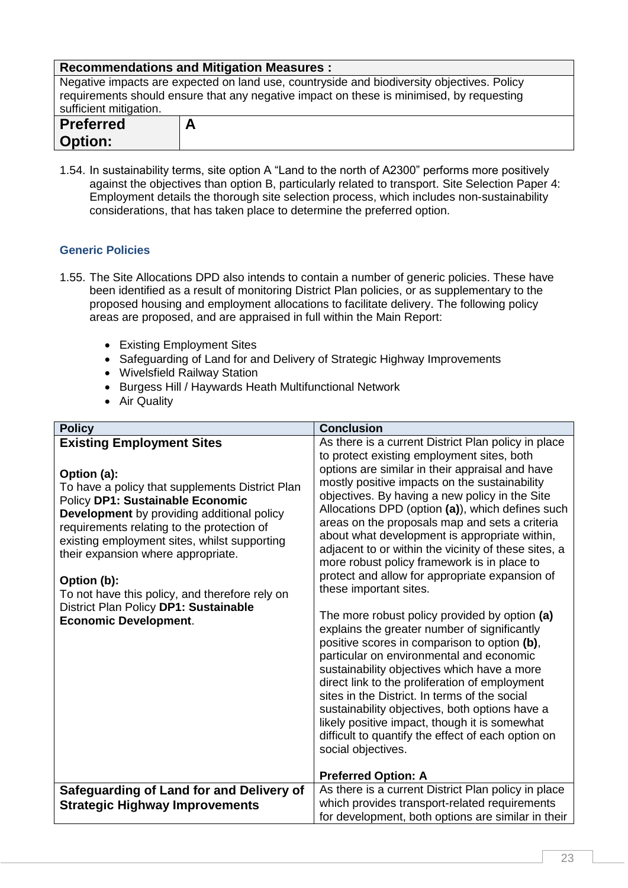| Recommendations and Mitigation Measures : | |
|---|---|
| Negative impacts are expected on land use, countryside and biodiversity objectives. Policy requirements should ensure that any negative impact on these is minimised, by requesting sufficient mitigation. | |
| **Preferred Option:** | **A** |

1.54. In sustainability terms, site option A "Land to the north of A2300" performs more positively against the objectives than option B, particularly related to transport. Site Selection Paper 4: Employment details the thorough site selection process, which includes non-sustainability considerations, that has taken place to determine the preferred option.

## Generic Policies

1.55. The Site Allocations DPD also intends to contain a number of generic policies. These have been identified as a result of monitoring District Plan policies, or as supplementary to the proposed housing and employment allocations to facilitate delivery. The following policy areas are proposed, and are appraised in full within the Main Report:

- Existing Employment Sites
- Safeguarding of Land for and Delivery of Strategic Highway Improvements
- Wivelsfield Railway Station
- Burgess Hill / Haywards Heath Multifunctional Network
- Air Quality

| Policy | Conclusion |
|---|---|
| **Existing Employment Sites**<br><br>**Option (a):**<br>To have a policy that supplements District Plan Policy **DP1: Sustainable Economic Development** by providing additional policy requirements relating to the protection of existing employment sites, whilst supporting their expansion where appropriate.<br><br>**Option (b):**<br>To not have this policy, and therefore rely on District Plan Policy **DP1: Sustainable Economic Development**. | As there is a current District Plan policy in place to protect existing employment sites, both options are similar in their appraisal and have mostly positive impacts on the sustainability objectives. By having a new policy in the Site Allocations DPD (option **(a)**), which defines such areas on the proposals map and sets a criteria about what development is appropriate within, adjacent to or within the vicinity of these sites, a more robust policy framework is in place to protect and allow for appropriate expansion of these important sites.<br><br>The more robust policy provided by option **(a)** explains the greater number of significantly positive scores in comparison to option **(b)**, particular on environmental and economic sustainability objectives which have a more direct link to the proliferation of employment sites in the District. In terms of the social sustainability objectives, both options have a likely positive impact, though it is somewhat difficult to quantify the effect of each option on social objectives.<br><br>**Preferred Option: A** |
| **Safeguarding of Land for and Delivery of Strategic Highway Improvements** | As there is a current District Plan policy in place which provides transport-related requirements for development, both options are similar in their |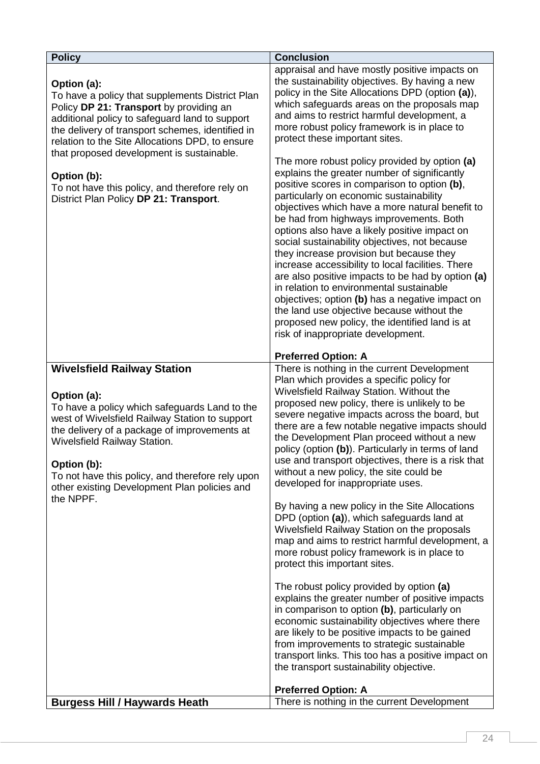| Policy | Conclusion |
|---|---|
| **Option (a):**<br>To have a policy that supplements District Plan Policy **DP 21: Transport** by providing an additional policy to safeguard land to support the delivery of transport schemes, identified in relation to the Site Allocations DPD, to ensure that proposed development is sustainable.<br><br>**Option (b):**<br>To not have this policy, and therefore rely on District Plan Policy **DP 21: Transport**. | appraisal and have mostly positive impacts on the sustainability objectives. By having a new policy in the Site Allocations DPD (option **(a)**), which safeguards areas on the proposals map and aims to restrict harmful development, a more robust policy framework is in place to protect these important sites.<br><br>The more robust policy provided by option **(a)** explains the greater number of significantly positive scores in comparison to option **(b)**, particularly on economic sustainability objectives which have a more natural benefit to be had from highways improvements. Both options also have a likely positive impact on social sustainability objectives, not because they increase provision but because they increase accessibility to local facilities. There are also positive impacts to be had by option **(a)** in relation to environmental sustainable objectives; option **(b)** has a negative impact on the land use objective because without the proposed new policy, the identified land is at risk of inappropriate development.<br><br>**Preferred Option: A** |
| **Wivelsfield Railway Station**<br><br>**Option (a):**<br>To have a policy which safeguards Land to the west of Wivelsfield Railway Station to support the delivery of a package of improvements at Wivelsfield Railway Station.<br><br>**Option (b):**<br>To not have this policy, and therefore rely upon other existing Development Plan policies and the NPPF. | There is nothing in the current Development Plan which provides a specific policy for Wivelsfield Railway Station. Without the proposed new policy, there is unlikely to be severe negative impacts across the board, but there are a few notable negative impacts should the Development Plan proceed without a new policy (option **(b)**). Particularly in terms of land use and transport objectives, there is a risk that without a new policy, the site could be developed for inappropriate uses.<br><br>By having a new policy in the Site Allocations DPD (option **(a)**), which safeguards land at Wivelsfield Railway Station on the proposals map and aims to restrict harmful development, a more robust policy framework is in place to protect this important sites.<br><br>The robust policy provided by option **(a)** explains the greater number of positive impacts in comparison to option **(b)**, particularly on economic sustainability objectives where there are likely to be positive impacts to be gained from improvements to strategic sustainable transport links. This too has a positive impact on the transport sustainability objective.<br><br>**Preferred Option: A** |
| **Burgess Hill / Haywards Heath** | There is nothing in the current Development |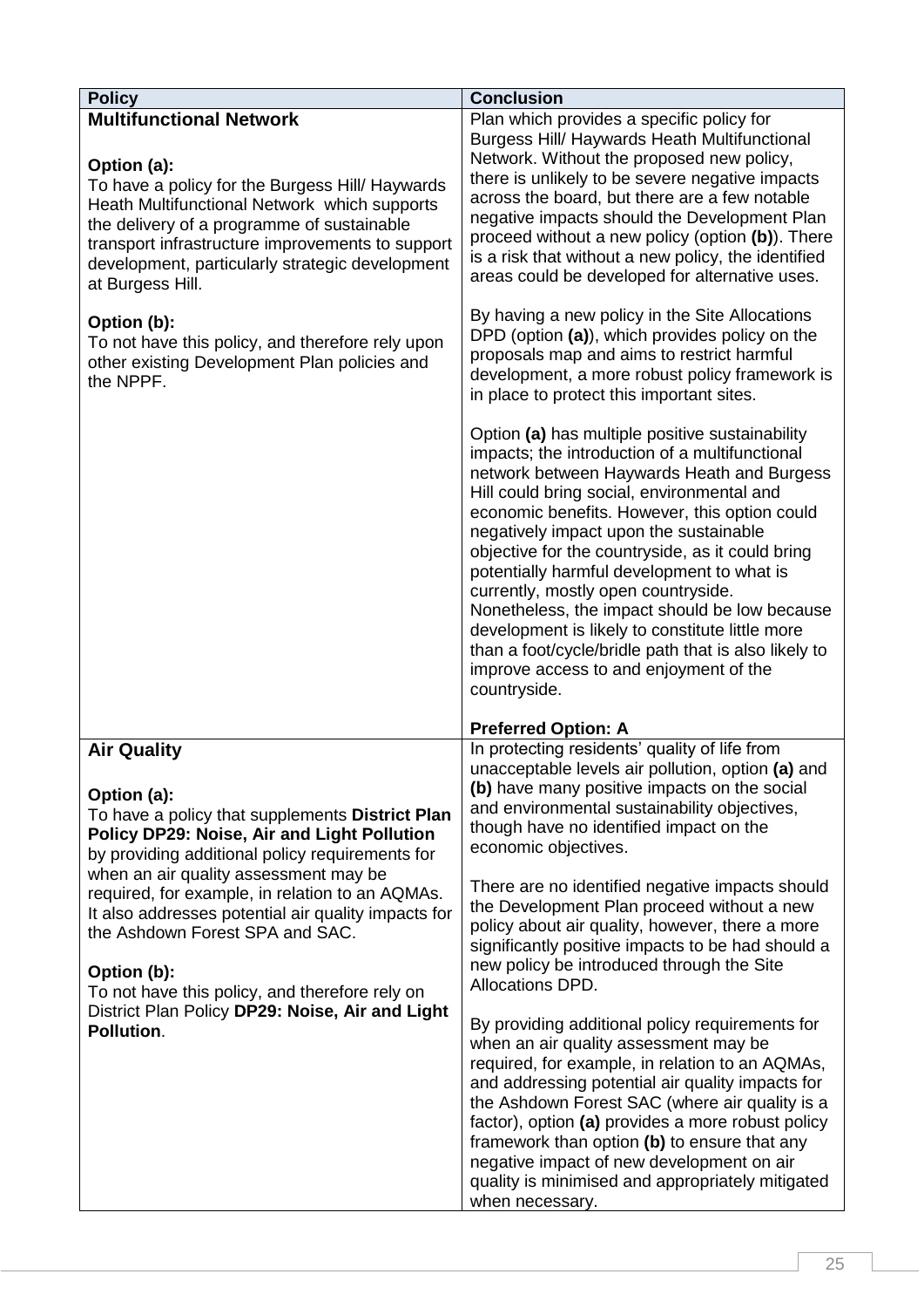| Policy | Conclusion |
|---|---|
| **Multifunctional Network**<br><br>**Option (a):**<br>To have a policy for the Burgess Hill/ Haywards Heath Multifunctional Network which supports the delivery of a programme of sustainable transport infrastructure improvements to support development, particularly strategic development at Burgess Hill.<br><br>**Option (b):**<br>To not have this policy, and therefore rely upon other existing Development Plan policies and the NPPF. | Plan which provides a specific policy for Burgess Hill/ Haywards Heath Multifunctional Network. Without the proposed new policy, there is unlikely to be severe negative impacts across the board, but there are a few notable negative impacts should the Development Plan proceed without a new policy (option **(b)**). There is a risk that without a new policy, the identified areas could be developed for alternative uses.<br><br>By having a new policy in the Site Allocations DPD (option **(a)**), which provides policy on the proposals map and aims to restrict harmful development, a more robust policy framework is in place to protect this important sites.<br><br>Option **(a)** has multiple positive sustainability impacts; the introduction of a multifunctional network between Haywards Heath and Burgess Hill could bring social, environmental and economic benefits. However, this option could negatively impact upon the sustainable objective for the countryside, as it could bring potentially harmful development to what is currently, mostly open countryside. Nonetheless, the impact should be low because development is likely to constitute little more than a foot/cycle/bridle path that is also likely to improve access to and enjoyment of the countryside.<br><br>**Preferred Option: A** |
| **Air Quality**<br><br>**Option (a):**<br>To have a policy that supplements **District Plan Policy DP29: Noise, Air and Light Pollution** by providing additional policy requirements for when an air quality assessment may be required, for example, in relation to an AQMAs. It also addresses potential air quality impacts for the Ashdown Forest SPA and SAC.<br><br>**Option (b):**<br>To not have this policy, and therefore rely on District Plan Policy **DP29: Noise, Air and Light Pollution**. | In protecting residents' quality of life from unacceptable levels air pollution, option **(a)** and **(b)** have many positive impacts on the social and environmental sustainability objectives, though have no identified impact on the economic objectives.<br><br>There are no identified negative impacts should the Development Plan proceed without a new policy about air quality, however, there a more significantly positive impacts to be had should a new policy be introduced through the Site Allocations DPD.<br><br>By providing additional policy requirements for when an air quality assessment may be required, for example, in relation to an AQMAs, and addressing potential air quality impacts for the Ashdown Forest SAC (where air quality is a factor), option **(a)** provides a more robust policy framework than option **(b)** to ensure that any negative impact of new development on air quality is minimised and appropriately mitigated when necessary. |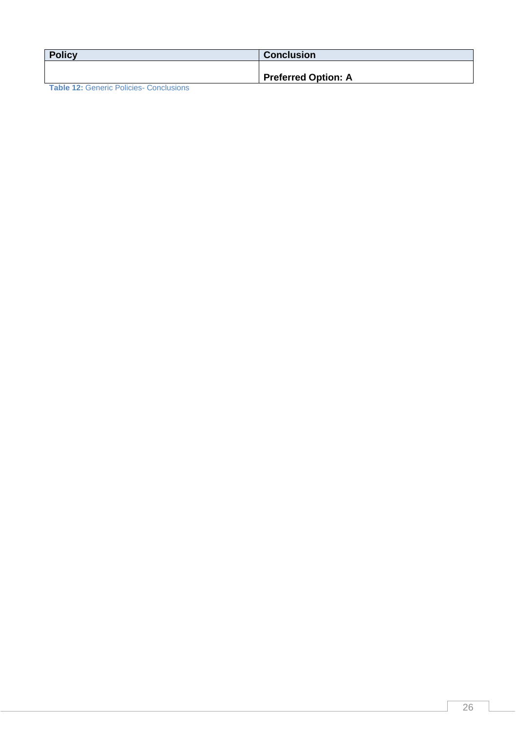| Policy | Conclusion |
| --- | --- |
| | **Preferred Option: A** |

**Table 12:** Generic Policies- Conclusions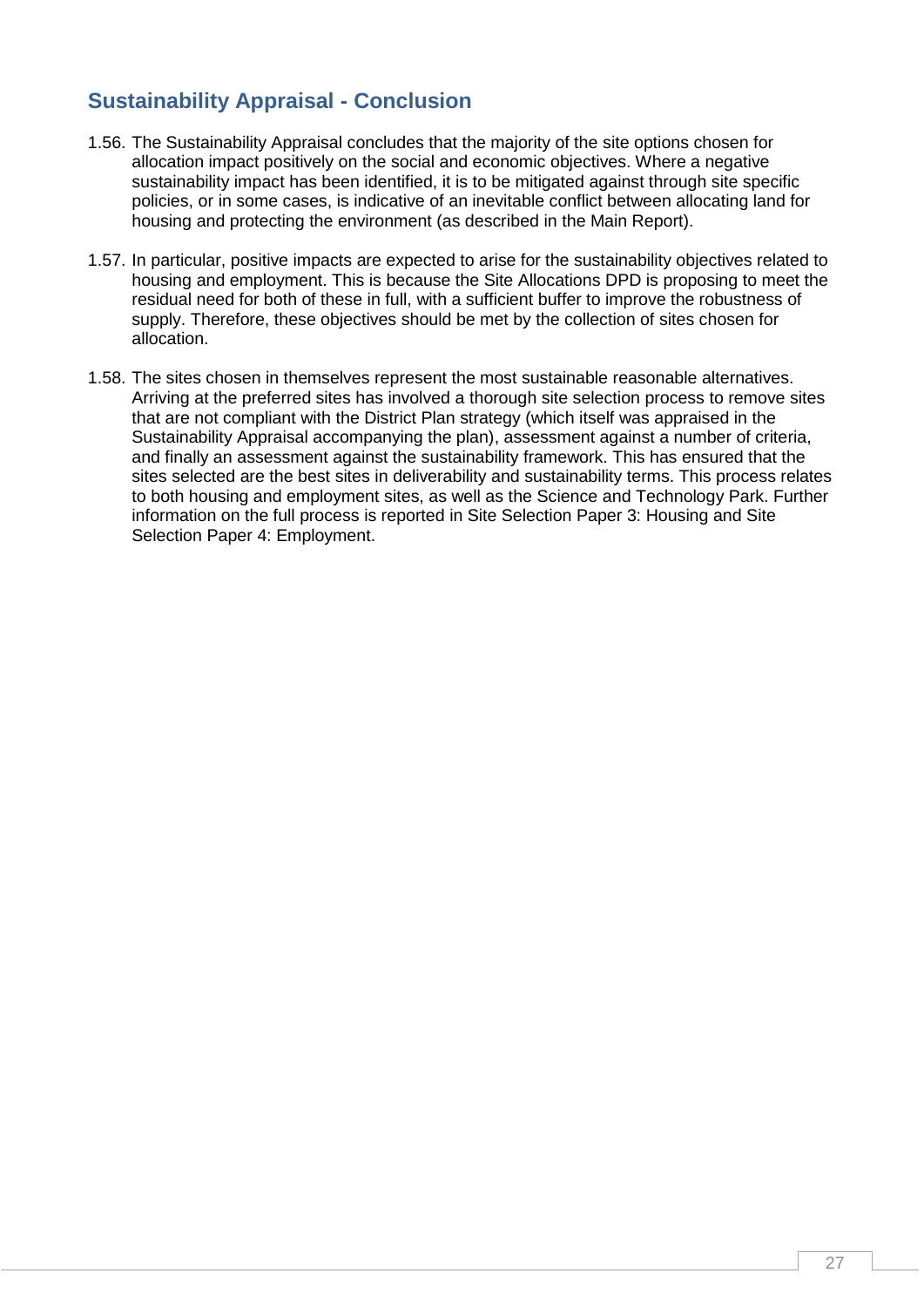## Sustainability Appraisal - Conclusion

1.56. The Sustainability Appraisal concludes that the majority of the site options chosen for allocation impact positively on the social and economic objectives. Where a negative sustainability impact has been identified, it is to be mitigated against through site specific policies, or in some cases, is indicative of an inevitable conflict between allocating land for housing and protecting the environment (as described in the Main Report).

1.57. In particular, positive impacts are expected to arise for the sustainability objectives related to housing and employment. This is because the Site Allocations DPD is proposing to meet the residual need for both of these in full, with a sufficient buffer to improve the robustness of supply. Therefore, these objectives should be met by the collection of sites chosen for allocation.

1.58. The sites chosen in themselves represent the most sustainable reasonable alternatives. Arriving at the preferred sites has involved a thorough site selection process to remove sites that are not compliant with the District Plan strategy (which itself was appraised in the Sustainability Appraisal accompanying the plan), assessment against a number of criteria, and finally an assessment against the sustainability framework. This has ensured that the sites selected are the best sites in deliverability and sustainability terms. This process relates to both housing and employment sites, as well as the Science and Technology Park. Further information on the full process is reported in Site Selection Paper 3: Housing and Site Selection Paper 4: Employment.